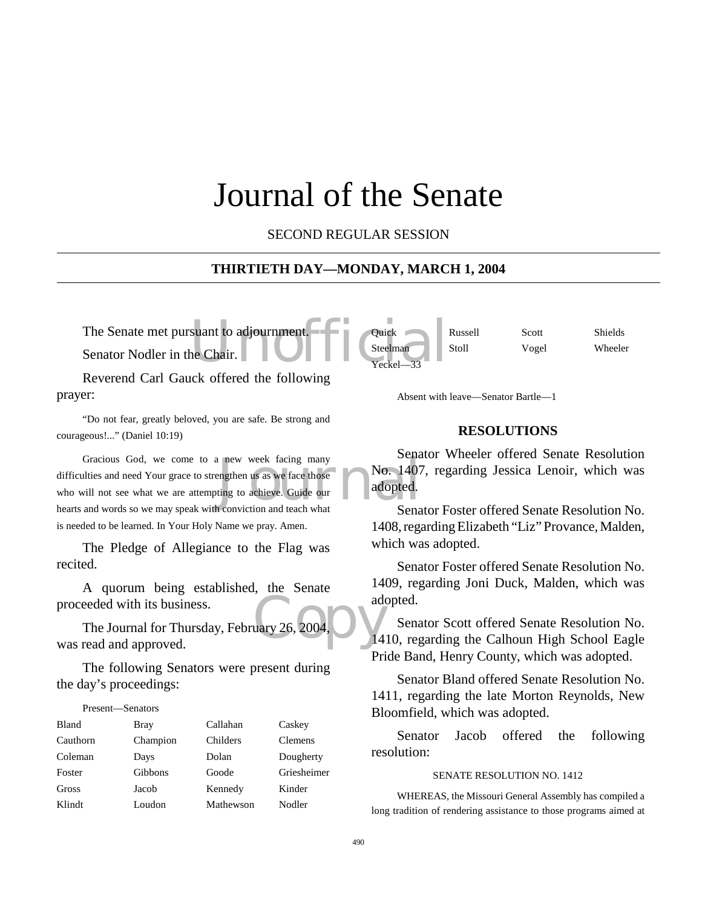# Journal of the Senate

SECOND REGULAR SESSION

## THIRTIETH DAY—MONDAY, MARCH 1, 2004

The Senate met pursuant to adjournment.

Senator Nodler in the Chair.

Reverend Carl Gauck offered the following prayer:

"Do not fear, greatly beloved, you are safe. Be strong and courageous!..." (Daniel 10:19)

Gracious God, we come to a new week facing many difficulties and need Your grace to strengthen us as we face those who will not see what we are attempting to achieve. Guide our hearts and words so we may speak with conviction and teach what is needed to be learned. In Your Holy Name we pray. Amen.

The Pledge of Allegiance to the Flag was recited.

A quorum being established, the Senate proceeded with its business.

The Journal for Thursday, February 26, 2004, was read and approved.

The following Senators were present during the day's proceedings:

Present—Senators

| | | | |
|---|---|---|---|
| Bland | Bray | Callahan | Caskey |
| Cauthorn | Champion | Childers | Clemens |
| Coleman | Days | Dolan | Dougherty |
| Foster | Gibbons | Goode | Griesheimer |
| Gross | Jacob | Kennedy | Kinder |
| Klindt | Loudon | Mathewson | Nodler |
| Quick | Russell | Scott | Shields |
| Steelman | Stoll | Vogel | Wheeler |
| Yeckel—33 | | | |

Absent with leave—Senator Bartle—1

### RESOLUTIONS

Senator Wheeler offered Senate Resolution No. 1407, regarding Jessica Lenoir, which was adopted.

Senator Foster offered Senate Resolution No. 1408, regarding Elizabeth "Liz" Provance, Malden, which was adopted.

Senator Foster offered Senate Resolution No. 1409, regarding Joni Duck, Malden, which was adopted.

Senator Scott offered Senate Resolution No. 1410, regarding the Calhoun High School Eagle Pride Band, Henry County, which was adopted.

Senator Bland offered Senate Resolution No. 1411, regarding the late Morton Reynolds, New Bloomfield, which was adopted.

Senator Jacob offered the following resolution:

SENATE RESOLUTION NO. 1412

WHEREAS, the Missouri General Assembly has compiled a long tradition of rendering assistance to those programs aimed at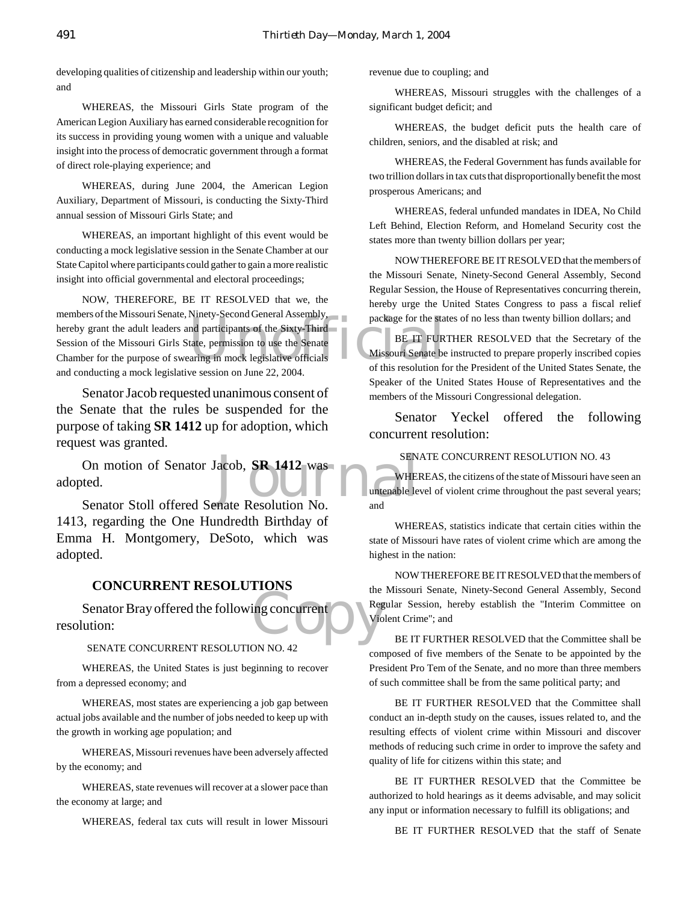developing qualities of citizenship and leadership within our youth; and

WHEREAS, the Missouri Girls State program of the American Legion Auxiliary has earned considerable recognition for its success in providing young women with a unique and valuable insight into the process of democratic government through a format of direct role-playing experience; and

WHEREAS, during June 2004, the American Legion Auxiliary, Department of Missouri, is conducting the Sixty-Third annual session of Missouri Girls State; and

WHEREAS, an important highlight of this event would be conducting a mock legislative session in the Senate Chamber at our State Capitol where participants could gather to gain a more realistic insight into official governmental and electoral proceedings;

NOW, THEREFORE, BE IT RESOLVED that we, the members of the Missouri Senate, Ninety-Second General Assembly, hereby grant the adult leaders and participants of the Sixty-Third Session of the Missouri Girls State, permission to use the Senate Chamber for the purpose of swearing in mock legislative officials and conducting a mock legislative session on June 22, 2004.

Senator Jacob requested unanimous consent of the Senate that the rules be suspended for the purpose of taking **SR 1412** up for adoption, which request was granted.

On motion of Senator Jacob, **SR 1412** was adopted.

Senator Stoll offered Senate Resolution No. 1413, regarding the One Hundredth Birthday of Emma H. Montgomery, DeSoto, which was adopted.

## CONCURRENT RESOLUTIONS

Senator Bray offered the following concurrent resolution:

SENATE CONCURRENT RESOLUTION NO. 42

WHEREAS, the United States is just beginning to recover from a depressed economy; and

WHEREAS, most states are experiencing a job gap between actual jobs available and the number of jobs needed to keep up with the growth in working age population; and

WHEREAS, Missouri revenues have been adversely affected by the economy; and

WHEREAS, state revenues will recover at a slower pace than the economy at large; and

WHEREAS, federal tax cuts will result in lower Missouri revenue due to coupling; and

WHEREAS, Missouri struggles with the challenges of a significant budget deficit; and

WHEREAS, the budget deficit puts the health care of children, seniors, and the disabled at risk; and

WHEREAS, the Federal Government has funds available for two trillion dollars in tax cuts that disproportionally benefit the most prosperous Americans; and

WHEREAS, federal unfunded mandates in IDEA, No Child Left Behind, Election Reform, and Homeland Security cost the states more than twenty billion dollars per year;

NOW THEREFORE BE IT RESOLVED that the members of the Missouri Senate, Ninety-Second General Assembly, Second Regular Session, the House of Representatives concurring therein, hereby urge the United States Congress to pass a fiscal relief package for the states of no less than twenty billion dollars; and

BE IT FURTHER RESOLVED that the Secretary of the Missouri Senate be instructed to prepare properly inscribed copies of this resolution for the President of the United States Senate, the Speaker of the United States House of Representatives and the members of the Missouri Congressional delegation.

Senator Yeckel offered the following concurrent resolution:

SENATE CONCURRENT RESOLUTION NO. 43

WHEREAS, the citizens of the state of Missouri have seen an untenable level of violent crime throughout the past several years; and

WHEREAS, statistics indicate that certain cities within the state of Missouri have rates of violent crime which are among the highest in the nation:

NOW THEREFORE BE IT RESOLVED that the members of the Missouri Senate, Ninety-Second General Assembly, Second Regular Session, hereby establish the "Interim Committee on Violent Crime"; and

BE IT FURTHER RESOLVED that the Committee shall be composed of five members of the Senate to be appointed by the President Pro Tem of the Senate, and no more than three members of such committee shall be from the same political party; and

BE IT FURTHER RESOLVED that the Committee shall conduct an in-depth study on the causes, issues related to, and the resulting effects of violent crime within Missouri and discover methods of reducing such crime in order to improve the safety and quality of life for citizens within this state; and

BE IT FURTHER RESOLVED that the Committee be authorized to hold hearings as it deems advisable, and may solicit any input or information necessary to fulfill its obligations; and

BE IT FURTHER RESOLVED that the staff of Senate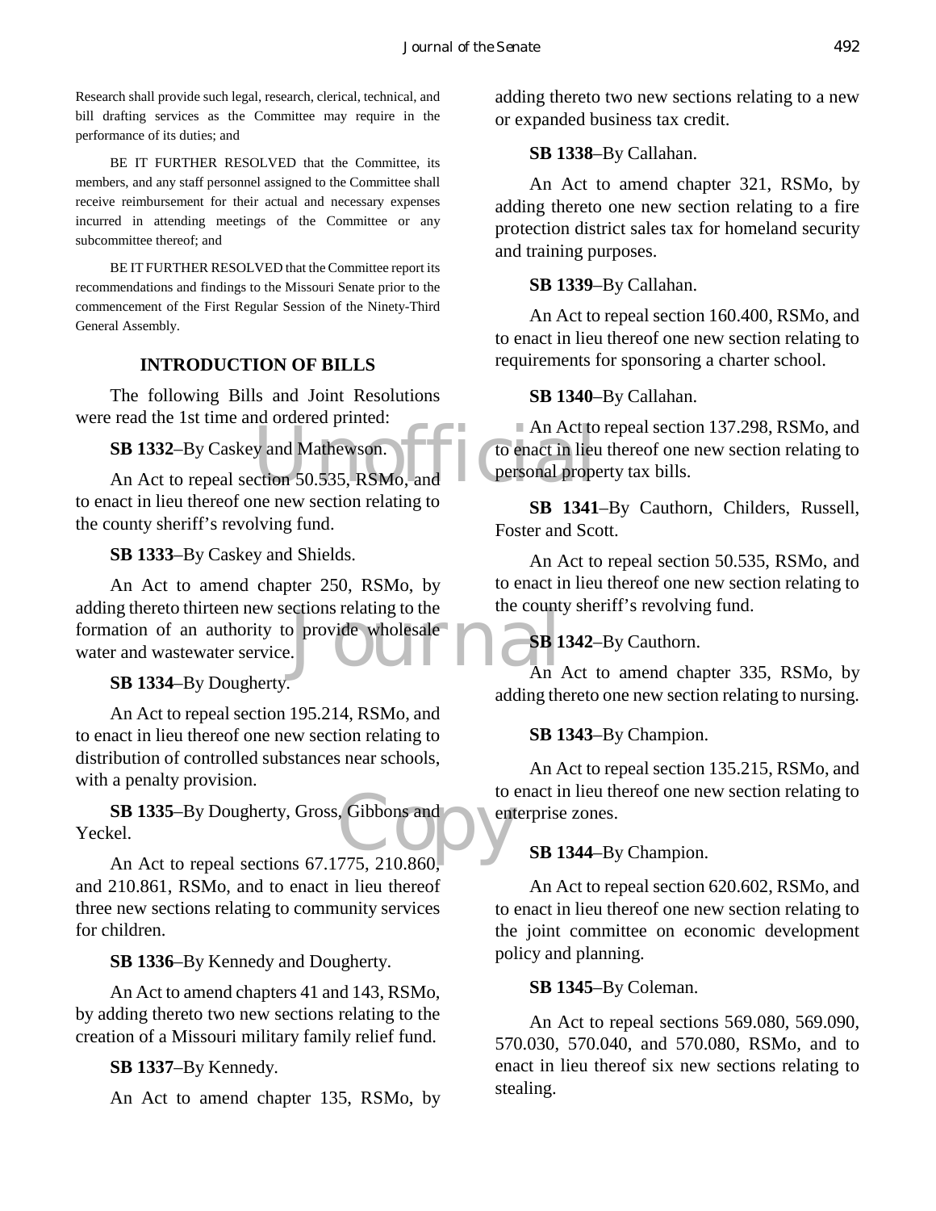Research shall provide such legal, research, clerical, technical, and bill drafting services as the Committee may require in the performance of its duties; and

BE IT FURTHER RESOLVED that the Committee, its members, and any staff personnel assigned to the Committee shall receive reimbursement for their actual and necessary expenses incurred in attending meetings of the Committee or any subcommittee thereof; and

BE IT FURTHER RESOLVED that the Committee report its recommendations and findings to the Missouri Senate prior to the commencement of the First Regular Session of the Ninety-Third General Assembly.

## INTRODUCTION OF BILLS

The following Bills and Joint Resolutions were read the 1st time and ordered printed:

**SB 1332**–By Caskey and Mathewson.

An Act to repeal section 50.535, RSMo, and to enact in lieu thereof one new section relating to the county sheriff's revolving fund.

**SB 1333**–By Caskey and Shields.

An Act to amend chapter 250, RSMo, by adding thereto thirteen new sections relating to the formation of an authority to provide wholesale water and wastewater service.

**SB 1334**–By Dougherty.

An Act to repeal section 195.214, RSMo, and to enact in lieu thereof one new section relating to distribution of controlled substances near schools, with a penalty provision.

**SB 1335**–By Dougherty, Gross, Gibbons and Yeckel.

An Act to repeal sections 67.1775, 210.860, and 210.861, RSMo, and to enact in lieu thereof three new sections relating to community services for children.

**SB 1336**–By Kennedy and Dougherty.

An Act to amend chapters 41 and 143, RSMo, by adding thereto two new sections relating to the creation of a Missouri military family relief fund.

**SB 1337**–By Kennedy.

An Act to amend chapter 135, RSMo, by adding thereto two new sections relating to a new or expanded business tax credit.

**SB 1338**–By Callahan.

An Act to amend chapter 321, RSMo, by adding thereto one new section relating to a fire protection district sales tax for homeland security and training purposes.

**SB 1339**–By Callahan.

An Act to repeal section 160.400, RSMo, and to enact in lieu thereof one new section relating to requirements for sponsoring a charter school.

**SB 1340**–By Callahan.

An Act to repeal section 137.298, RSMo, and to enact in lieu thereof one new section relating to personal property tax bills.

**SB 1341**–By Cauthorn, Childers, Russell, Foster and Scott.

An Act to repeal section 50.535, RSMo, and to enact in lieu thereof one new section relating to the county sheriff's revolving fund.

**SB 1342**–By Cauthorn.

An Act to amend chapter 335, RSMo, by adding thereto one new section relating to nursing.

**SB 1343**–By Champion.

An Act to repeal section 135.215, RSMo, and to enact in lieu thereof one new section relating to enterprise zones.

**SB 1344**–By Champion.

An Act to repeal section 620.602, RSMo, and to enact in lieu thereof one new section relating to the joint committee on economic development policy and planning.

**SB 1345**–By Coleman.

An Act to repeal sections 569.080, 569.090, 570.030, 570.040, and 570.080, RSMo, and to enact in lieu thereof six new sections relating to stealing.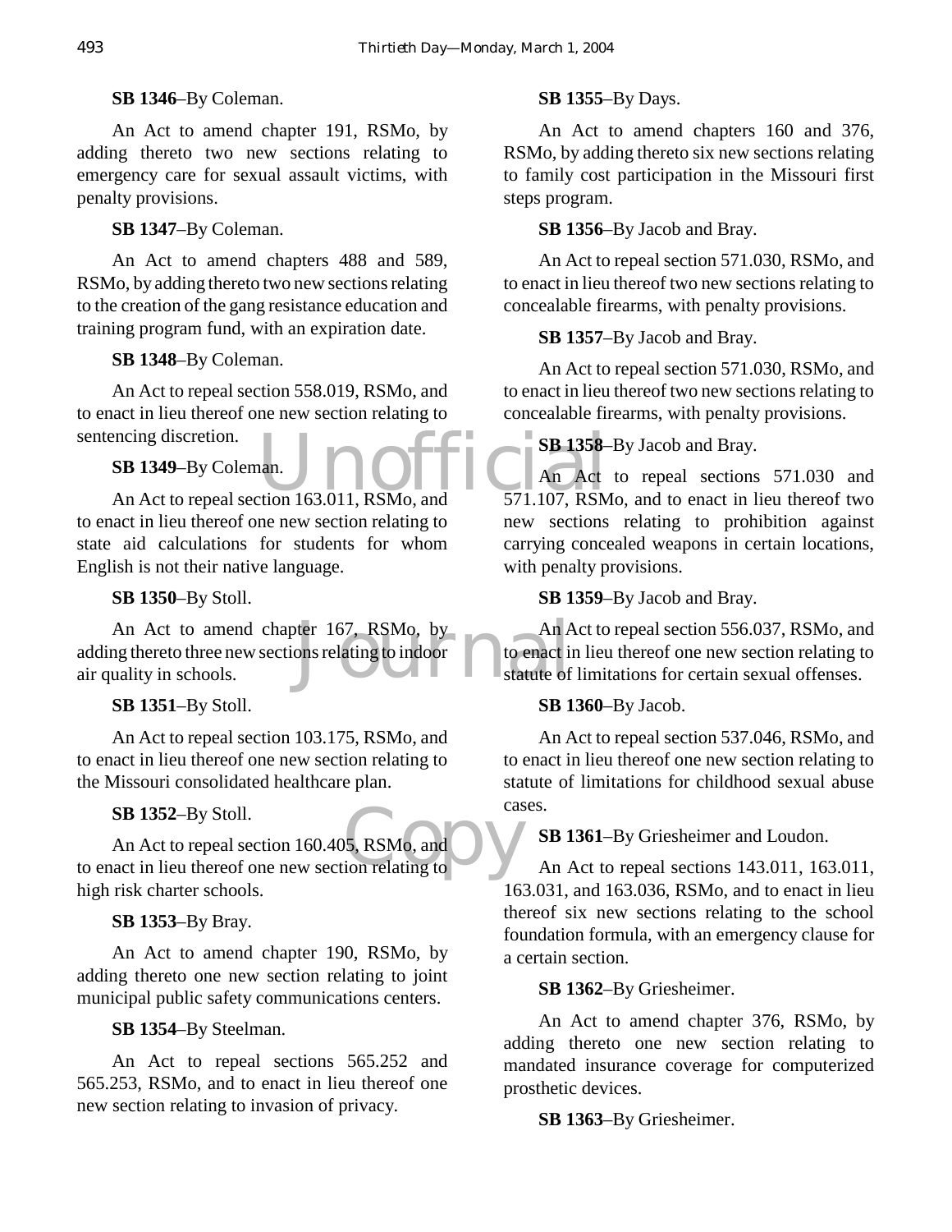**SB 1346**–By Coleman.

An Act to amend chapter 191, RSMo, by adding thereto two new sections relating to emergency care for sexual assault victims, with penalty provisions.

**SB 1347**–By Coleman.

An Act to amend chapters 488 and 589, RSMo, by adding thereto two new sections relating to the creation of the gang resistance education and training program fund, with an expiration date.

**SB 1348**–By Coleman.

An Act to repeal section 558.019, RSMo, and to enact in lieu thereof one new section relating to sentencing discretion.

**SB 1349**–By Coleman.

An Act to repeal section 163.011, RSMo, and to enact in lieu thereof one new section relating to state aid calculations for students for whom English is not their native language.

**SB 1350**–By Stoll.

An Act to amend chapter 167, RSMo, by adding thereto three new sections relating to indoor air quality in schools.

**SB 1351**–By Stoll.

An Act to repeal section 103.175, RSMo, and to enact in lieu thereof one new section relating to the Missouri consolidated healthcare plan.

**SB 1352**–By Stoll.

An Act to repeal section 160.405, RSMo, and to enact in lieu thereof one new section relating to high risk charter schools.

**SB 1353**–By Bray.

An Act to amend chapter 190, RSMo, by adding thereto one new section relating to joint municipal public safety communications centers.

**SB 1354**–By Steelman.

An Act to repeal sections 565.252 and 565.253, RSMo, and to enact in lieu thereof one new section relating to invasion of privacy.

**SB 1355**–By Days.

An Act to amend chapters 160 and 376, RSMo, by adding thereto six new sections relating to family cost participation in the Missouri first steps program.

**SB 1356**–By Jacob and Bray.

An Act to repeal section 571.030, RSMo, and to enact in lieu thereof two new sections relating to concealable firearms, with penalty provisions.

**SB 1357**–By Jacob and Bray.

An Act to repeal section 571.030, RSMo, and to enact in lieu thereof two new sections relating to concealable firearms, with penalty provisions.

**SB 1358**–By Jacob and Bray.

An Act to repeal sections 571.030 and 571.107, RSMo, and to enact in lieu thereof two new sections relating to prohibition against carrying concealed weapons in certain locations, with penalty provisions.

**SB 1359**–By Jacob and Bray.

An Act to repeal section 556.037, RSMo, and to enact in lieu thereof one new section relating to statute of limitations for certain sexual offenses.

**SB 1360**–By Jacob.

An Act to repeal section 537.046, RSMo, and to enact in lieu thereof one new section relating to statute of limitations for childhood sexual abuse cases.

**SB 1361**–By Griesheimer and Loudon.

An Act to repeal sections 143.011, 163.011, 163.031, and 163.036, RSMo, and to enact in lieu thereof six new sections relating to the school foundation formula, with an emergency clause for a certain section.

**SB 1362**–By Griesheimer.

An Act to amend chapter 376, RSMo, by adding thereto one new section relating to mandated insurance coverage for computerized prosthetic devices.

**SB 1363**–By Griesheimer.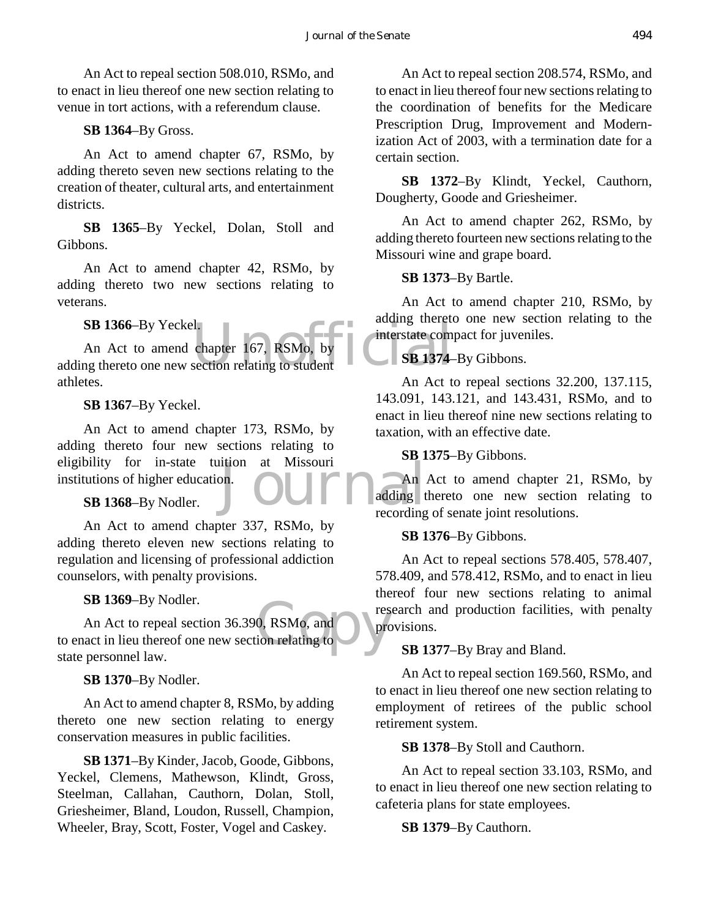An Act to repeal section 508.010, RSMo, and to enact in lieu thereof one new section relating to venue in tort actions, with a referendum clause.

**SB 1364**–By Gross.

An Act to amend chapter 67, RSMo, by adding thereto seven new sections relating to the creation of theater, cultural arts, and entertainment districts.

**SB 1365**–By Yeckel, Dolan, Stoll and Gibbons.

An Act to amend chapter 42, RSMo, by adding thereto two new sections relating to veterans.

**SB 1366**–By Yeckel.

An Act to amend chapter 167, RSMo, by adding thereto one new section relating to student athletes.

**SB 1367**–By Yeckel.

An Act to amend chapter 173, RSMo, by adding thereto four new sections relating to eligibility for in-state tuition at Missouri institutions of higher education.

**SB 1368**–By Nodler.

An Act to amend chapter 337, RSMo, by adding thereto eleven new sections relating to regulation and licensing of professional addiction counselors, with penalty provisions.

**SB 1369**–By Nodler.

An Act to repeal section 36.390, RSMo, and to enact in lieu thereof one new section relating to state personnel law.

**SB 1370**–By Nodler.

An Act to amend chapter 8, RSMo, by adding thereto one new section relating to energy conservation measures in public facilities.

**SB 1371**–By Kinder, Jacob, Goode, Gibbons, Yeckel, Clemens, Mathewson, Klindt, Gross, Steelman, Callahan, Cauthorn, Dolan, Stoll, Griesheimer, Bland, Loudon, Russell, Champion, Wheeler, Bray, Scott, Foster, Vogel and Caskey.

An Act to repeal section 208.574, RSMo, and to enact in lieu thereof four new sections relating to the coordination of benefits for the Medicare Prescription Drug, Improvement and Modernization Act of 2003, with a termination date for a certain section.

**SB 1372**–By Klindt, Yeckel, Cauthorn, Dougherty, Goode and Griesheimer.

An Act to amend chapter 262, RSMo, by adding thereto fourteen new sections relating to the Missouri wine and grape board.

**SB 1373**–By Bartle.

An Act to amend chapter 210, RSMo, by adding thereto one new section relating to the interstate compact for juveniles.

**SB 1374**–By Gibbons.

An Act to repeal sections 32.200, 137.115, 143.091, 143.121, and 143.431, RSMo, and to enact in lieu thereof nine new sections relating to taxation, with an effective date.

**SB 1375**–By Gibbons.

An Act to amend chapter 21, RSMo, by adding thereto one new section relating to recording of senate joint resolutions.

**SB 1376**–By Gibbons.

An Act to repeal sections 578.405, 578.407, 578.409, and 578.412, RSMo, and to enact in lieu thereof four new sections relating to animal research and production facilities, with penalty provisions.

**SB 1377**–By Bray and Bland.

An Act to repeal section 169.560, RSMo, and to enact in lieu thereof one new section relating to employment of retirees of the public school retirement system.

**SB 1378**–By Stoll and Cauthorn.

An Act to repeal section 33.103, RSMo, and to enact in lieu thereof one new section relating to cafeteria plans for state employees.

**SB 1379**–By Cauthorn.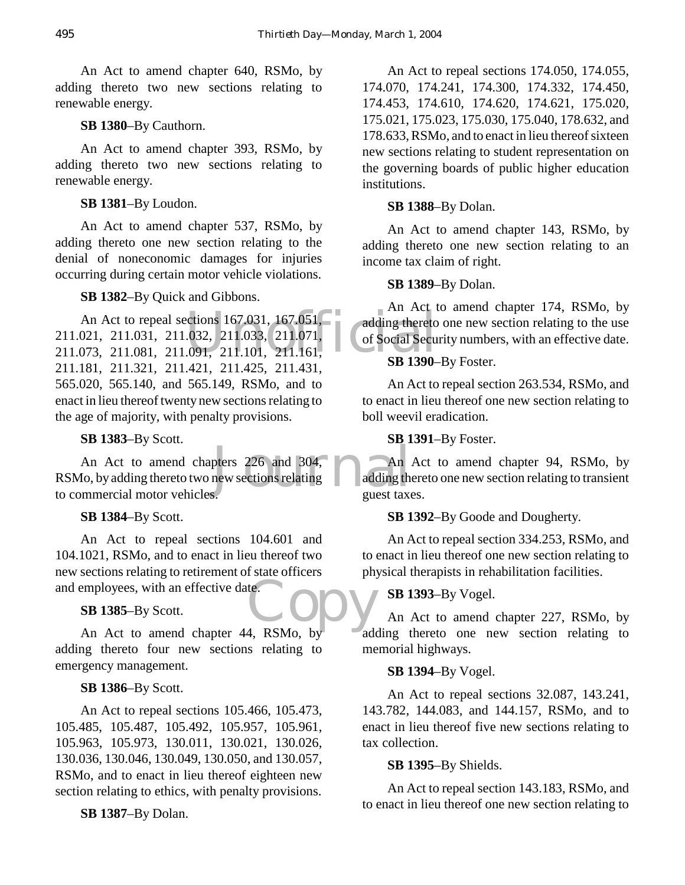An Act to amend chapter 640, RSMo, by adding thereto two new sections relating to renewable energy.

**SB 1380**–By Cauthorn.

An Act to amend chapter 393, RSMo, by adding thereto two new sections relating to renewable energy.

**SB 1381**–By Loudon.

An Act to amend chapter 537, RSMo, by adding thereto one new section relating to the denial of noneconomic damages for injuries occurring during certain motor vehicle violations.

**SB 1382**–By Quick and Gibbons.

An Act to repeal sections 167.031, 167.051, 211.021, 211.031, 211.032, 211.033, 211.071, 211.073, 211.081, 211.091, 211.101, 211.161, 211.181, 211.321, 211.421, 211.425, 211.431, 565.020, 565.140, and 565.149, RSMo, and to enact in lieu thereof twenty new sections relating to the age of majority, with penalty provisions.

**SB 1383**–By Scott.

An Act to amend chapters 226 and 304, RSMo, by adding thereto two new sections relating to commercial motor vehicles.

**SB 1384**–By Scott.

An Act to repeal sections 104.601 and 104.1021, RSMo, and to enact in lieu thereof two new sections relating to retirement of state officers and employees, with an effective date.

**SB 1385**–By Scott.

An Act to amend chapter 44, RSMo, by adding thereto four new sections relating to emergency management.

**SB 1386**–By Scott.

An Act to repeal sections 105.466, 105.473, 105.485, 105.487, 105.492, 105.957, 105.961, 105.963, 105.973, 130.011, 130.021, 130.026, 130.036, 130.046, 130.049, 130.050, and 130.057, RSMo, and to enact in lieu thereof eighteen new section relating to ethics, with penalty provisions.

**SB 1387**–By Dolan.

An Act to repeal sections 174.050, 174.055, 174.070, 174.241, 174.300, 174.332, 174.450, 174.453, 174.610, 174.620, 174.621, 175.020, 175.021, 175.023, 175.030, 175.040, 178.632, and 178.633, RSMo, and to enact in lieu thereof sixteen new sections relating to student representation on the governing boards of public higher education institutions.

**SB 1388**–By Dolan.

An Act to amend chapter 143, RSMo, by adding thereto one new section relating to an income tax claim of right.

**SB 1389**–By Dolan.

An Act to amend chapter 174, RSMo, by adding thereto one new section relating to the use of Social Security numbers, with an effective date.

**SB 1390**–By Foster.

An Act to repeal section 263.534, RSMo, and to enact in lieu thereof one new section relating to boll weevil eradication.

**SB 1391**–By Foster.

An Act to amend chapter 94, RSMo, by adding thereto one new section relating to transient guest taxes.

**SB 1392**–By Goode and Dougherty.

An Act to repeal section 334.253, RSMo, and to enact in lieu thereof one new section relating to physical therapists in rehabilitation facilities.

**SB 1393**–By Vogel.

An Act to amend chapter 227, RSMo, by adding thereto one new section relating to memorial highways.

**SB 1394**–By Vogel.

An Act to repeal sections 32.087, 143.241, 143.782, 144.083, and 144.157, RSMo, and to enact in lieu thereof five new sections relating to tax collection.

**SB 1395**–By Shields.

An Act to repeal section 143.183, RSMo, and to enact in lieu thereof one new section relating to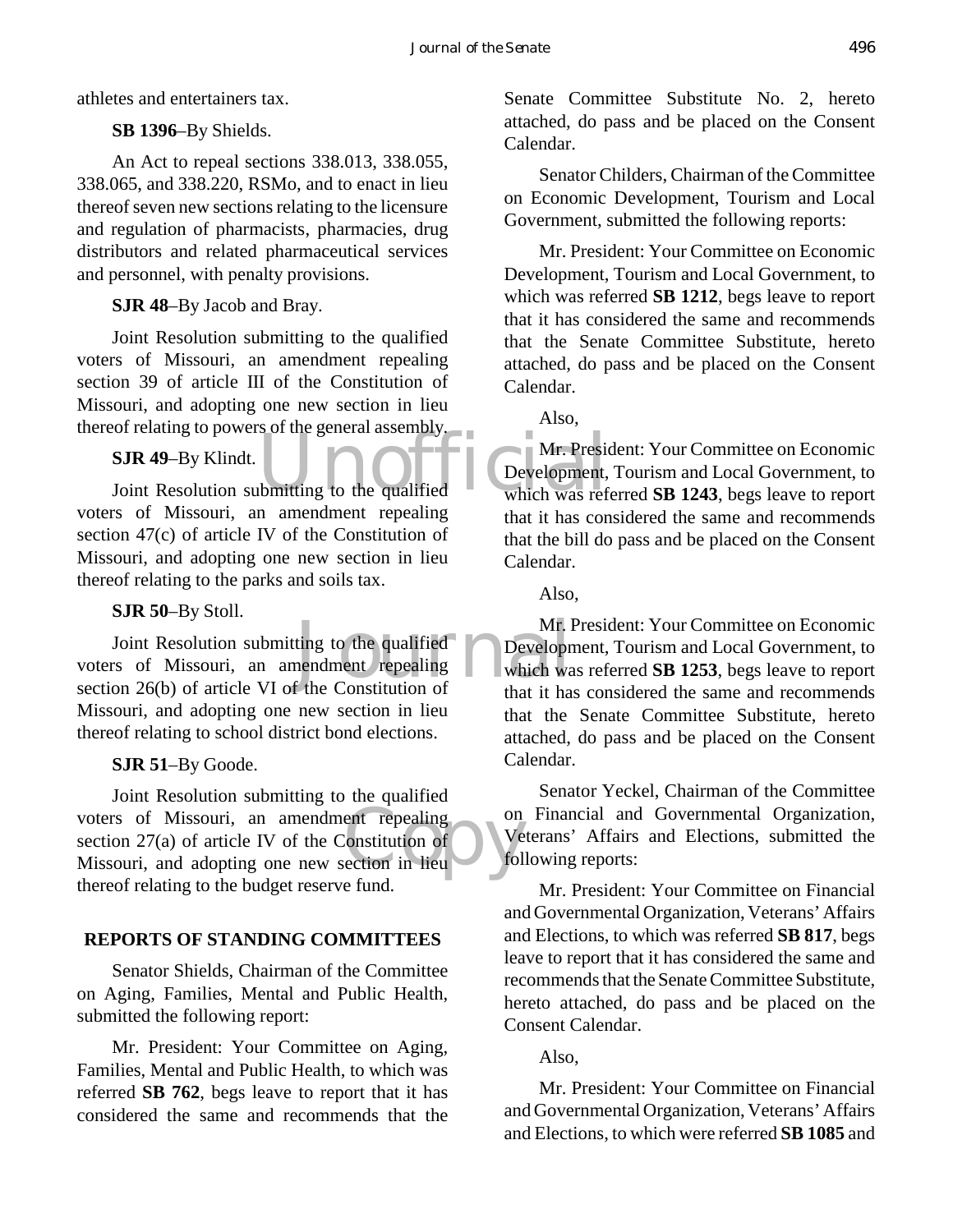athletes and entertainers tax.

**SB 1396**–By Shields.

An Act to repeal sections 338.013, 338.055, 338.065, and 338.220, RSMo, and to enact in lieu thereof seven new sections relating to the licensure and regulation of pharmacists, pharmacies, drug distributors and related pharmaceutical services and personnel, with penalty provisions.

**SJR 48**–By Jacob and Bray.

Joint Resolution submitting to the qualified voters of Missouri, an amendment repealing section 39 of article III of the Constitution of Missouri, and adopting one new section in lieu thereof relating to powers of the general assembly.

**SJR 49**–By Klindt.

Joint Resolution submitting to the qualified voters of Missouri, an amendment repealing section 47(c) of article IV of the Constitution of Missouri, and adopting one new section in lieu thereof relating to the parks and soils tax.

**SJR 50**–By Stoll.

Joint Resolution submitting to the qualified voters of Missouri, an amendment repealing section 26(b) of article VI of the Constitution of Missouri, and adopting one new section in lieu thereof relating to school district bond elections.

**SJR 51**–By Goode.

Joint Resolution submitting to the qualified voters of Missouri, an amendment repealing section 27(a) of article IV of the Constitution of Missouri, and adopting one new section in lieu thereof relating to the budget reserve fund.

## REPORTS OF STANDING COMMITTEES

Senator Shields, Chairman of the Committee on Aging, Families, Mental and Public Health, submitted the following report:

Mr. President: Your Committee on Aging, Families, Mental and Public Health, to which was referred **SB 762**, begs leave to report that it has considered the same and recommends that the Senate Committee Substitute No. 2, hereto attached, do pass and be placed on the Consent Calendar.

Senator Childers, Chairman of the Committee on Economic Development, Tourism and Local Government, submitted the following reports:

Mr. President: Your Committee on Economic Development, Tourism and Local Government, to which was referred **SB 1212**, begs leave to report that it has considered the same and recommends that the Senate Committee Substitute, hereto attached, do pass and be placed on the Consent Calendar.

Also,

Mr. President: Your Committee on Economic Development, Tourism and Local Government, to which was referred **SB 1243**, begs leave to report that it has considered the same and recommends that the bill do pass and be placed on the Consent Calendar.

Also,

Mr. President: Your Committee on Economic Development, Tourism and Local Government, to which was referred **SB 1253**, begs leave to report that it has considered the same and recommends that the Senate Committee Substitute, hereto attached, do pass and be placed on the Consent Calendar.

Senator Yeckel, Chairman of the Committee on Financial and Governmental Organization, Veterans' Affairs and Elections, submitted the following reports:

Mr. President: Your Committee on Financial and Governmental Organization, Veterans' Affairs and Elections, to which was referred **SB 817**, begs leave to report that it has considered the same and recommends that the Senate Committee Substitute, hereto attached, do pass and be placed on the Consent Calendar.

Also,

Mr. President: Your Committee on Financial and Governmental Organization, Veterans' Affairs and Elections, to which were referred **SB 1085** and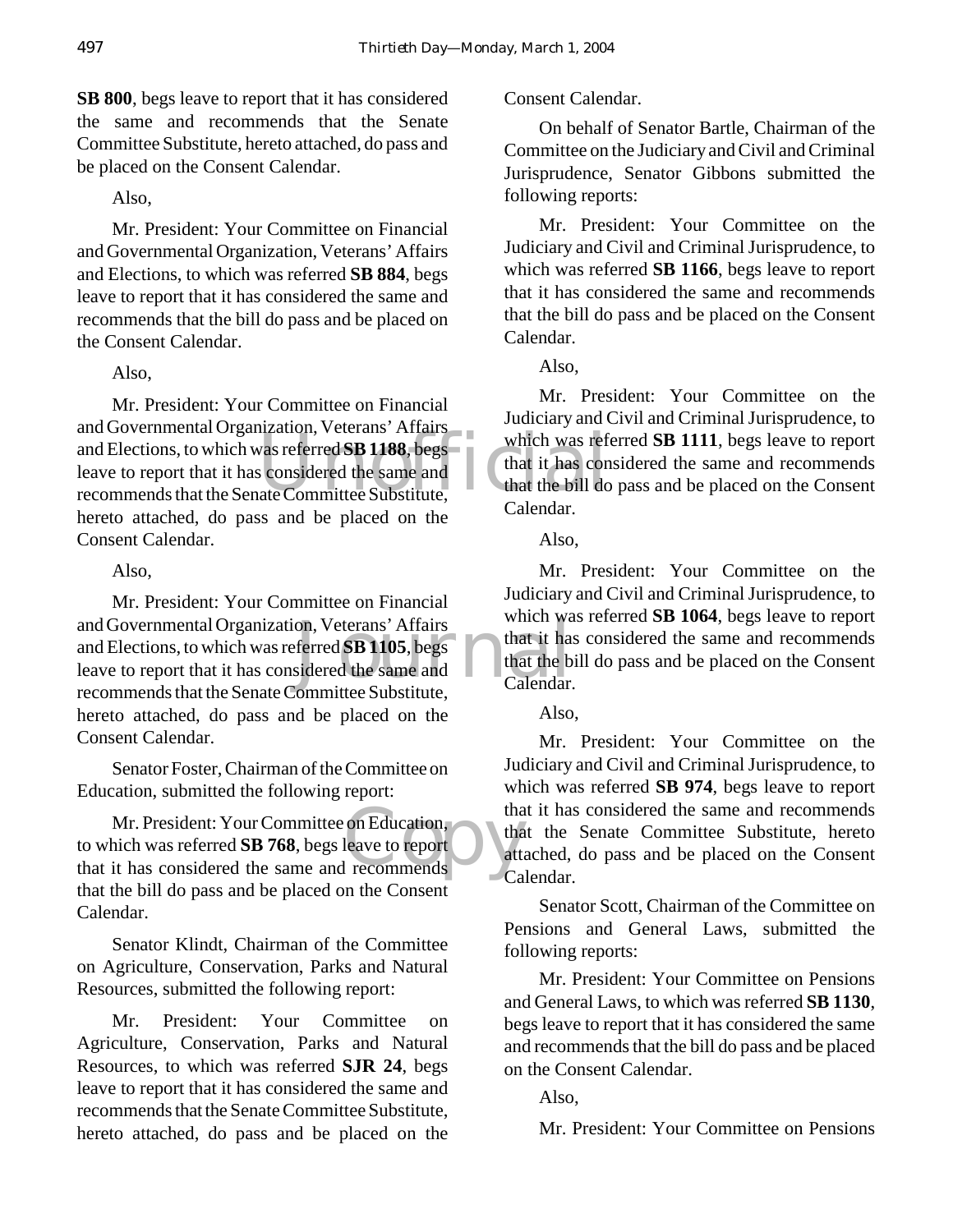**SB 800**, begs leave to report that it has considered the same and recommends that the Senate Committee Substitute, hereto attached, do pass and be placed on the Consent Calendar.

Also,

Mr. President: Your Committee on Financial and Governmental Organization, Veterans' Affairs and Elections, to which was referred **SB 884**, begs leave to report that it has considered the same and recommends that the bill do pass and be placed on the Consent Calendar.

Also,

Mr. President: Your Committee on Financial and Governmental Organization, Veterans' Affairs and Elections, to which was referred **SB 1188**, begs leave to report that it has considered the same and recommends that the Senate Committee Substitute, hereto attached, do pass and be placed on the Consent Calendar.

Also,

Mr. President: Your Committee on Financial and Governmental Organization, Veterans' Affairs and Elections, to which was referred **SB 1105**, begs leave to report that it has considered the same and recommends that the Senate Committee Substitute, hereto attached, do pass and be placed on the Consent Calendar.

Senator Foster, Chairman of the Committee on Education, submitted the following report:

Mr. President: Your Committee on Education, to which was referred **SB 768**, begs leave to report that it has considered the same and recommends that the bill do pass and be placed on the Consent Calendar.

Senator Klindt, Chairman of the Committee on Agriculture, Conservation, Parks and Natural Resources, submitted the following report:

Mr. President: Your Committee on Agriculture, Conservation, Parks and Natural Resources, to which was referred **SJR 24**, begs leave to report that it has considered the same and recommends that the Senate Committee Substitute, hereto attached, do pass and be placed on the Consent Calendar.

On behalf of Senator Bartle, Chairman of the Committee on the Judiciary and Civil and Criminal Jurisprudence, Senator Gibbons submitted the following reports:

Mr. President: Your Committee on the Judiciary and Civil and Criminal Jurisprudence, to which was referred **SB 1166**, begs leave to report that it has considered the same and recommends that the bill do pass and be placed on the Consent Calendar.

Also,

Mr. President: Your Committee on the Judiciary and Civil and Criminal Jurisprudence, to which was referred **SB 1111**, begs leave to report that it has considered the same and recommends that the bill do pass and be placed on the Consent Calendar.

Also,

Mr. President: Your Committee on the Judiciary and Civil and Criminal Jurisprudence, to which was referred **SB 1064**, begs leave to report that it has considered the same and recommends that the bill do pass and be placed on the Consent Calendar.

Also,

Mr. President: Your Committee on the Judiciary and Civil and Criminal Jurisprudence, to which was referred **SB 974**, begs leave to report that it has considered the same and recommends that the Senate Committee Substitute, hereto attached, do pass and be placed on the Consent Calendar.

Senator Scott, Chairman of the Committee on Pensions and General Laws, submitted the following reports:

Mr. President: Your Committee on Pensions and General Laws, to which was referred **SB 1130**, begs leave to report that it has considered the same and recommends that the bill do pass and be placed on the Consent Calendar.

Also,

Mr. President: Your Committee on Pensions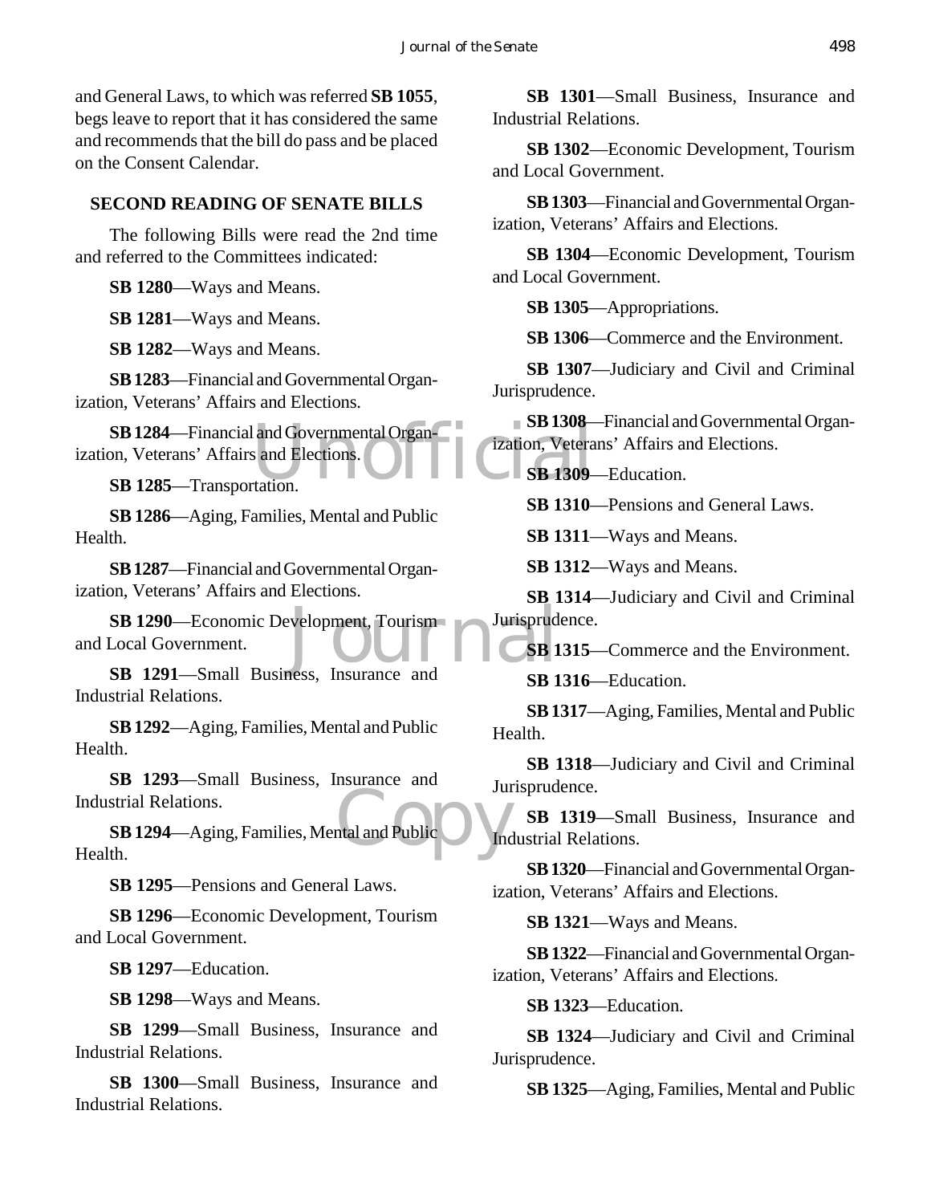and General Laws, to which was referred **SB 1055**, begs leave to report that it has considered the same and recommends that the bill do pass and be placed on the Consent Calendar.

## SECOND READING OF SENATE BILLS

The following Bills were read the 2nd time and referred to the Committees indicated:

**SB 1280**—Ways and Means.

**SB 1281**—Ways and Means.

**SB 1282**—Ways and Means.

**SB 1283**—Financial and Governmental Organization, Veterans' Affairs and Elections.

**SB 1284**—Financial and Governmental Organization, Veterans' Affairs and Elections.

**SB 1285**—Transportation.

**SB 1286**—Aging, Families, Mental and Public Health.

**SB 1287**—Financial and Governmental Organization, Veterans' Affairs and Elections.

**SB 1290**—Economic Development, Tourism and Local Government.

**SB 1291**—Small Business, Insurance and Industrial Relations.

**SB 1292**—Aging, Families, Mental and Public Health.

**SB 1293**—Small Business, Insurance and Industrial Relations.

**SB 1294**—Aging, Families, Mental and Public Health.

**SB 1295**—Pensions and General Laws.

**SB 1296**—Economic Development, Tourism and Local Government.

**SB 1297**—Education.

**SB 1298**—Ways and Means.

**SB 1299**—Small Business, Insurance and Industrial Relations.

**SB 1300**—Small Business, Insurance and Industrial Relations.

**SB 1301**—Small Business, Insurance and Industrial Relations.

**SB 1302**—Economic Development, Tourism and Local Government.

**SB 1303**—Financial and Governmental Organization, Veterans' Affairs and Elections.

**SB 1304**—Economic Development, Tourism and Local Government.

**SB 1305**—Appropriations.

**SB 1306**—Commerce and the Environment.

**SB 1307**—Judiciary and Civil and Criminal Jurisprudence.

**SB 1308**—Financial and Governmental Organization, Veterans' Affairs and Elections.

**SB 1309**—Education.

**SB 1310**—Pensions and General Laws.

**SB 1311**—Ways and Means.

**SB 1312**—Ways and Means.

**SB 1314**—Judiciary and Civil and Criminal Jurisprudence.

**SB 1315**—Commerce and the Environment.

**SB 1316**—Education.

**SB 1317**—Aging, Families, Mental and Public Health.

**SB 1318**—Judiciary and Civil and Criminal Jurisprudence.

**SB 1319**—Small Business, Insurance and Industrial Relations.

**SB 1320**—Financial and Governmental Organization, Veterans' Affairs and Elections.

**SB 1321**—Ways and Means.

**SB 1322**—Financial and Governmental Organization, Veterans' Affairs and Elections.

**SB 1323**—Education.

**SB 1324**—Judiciary and Civil and Criminal Jurisprudence.

**SB 1325**—Aging, Families, Mental and Public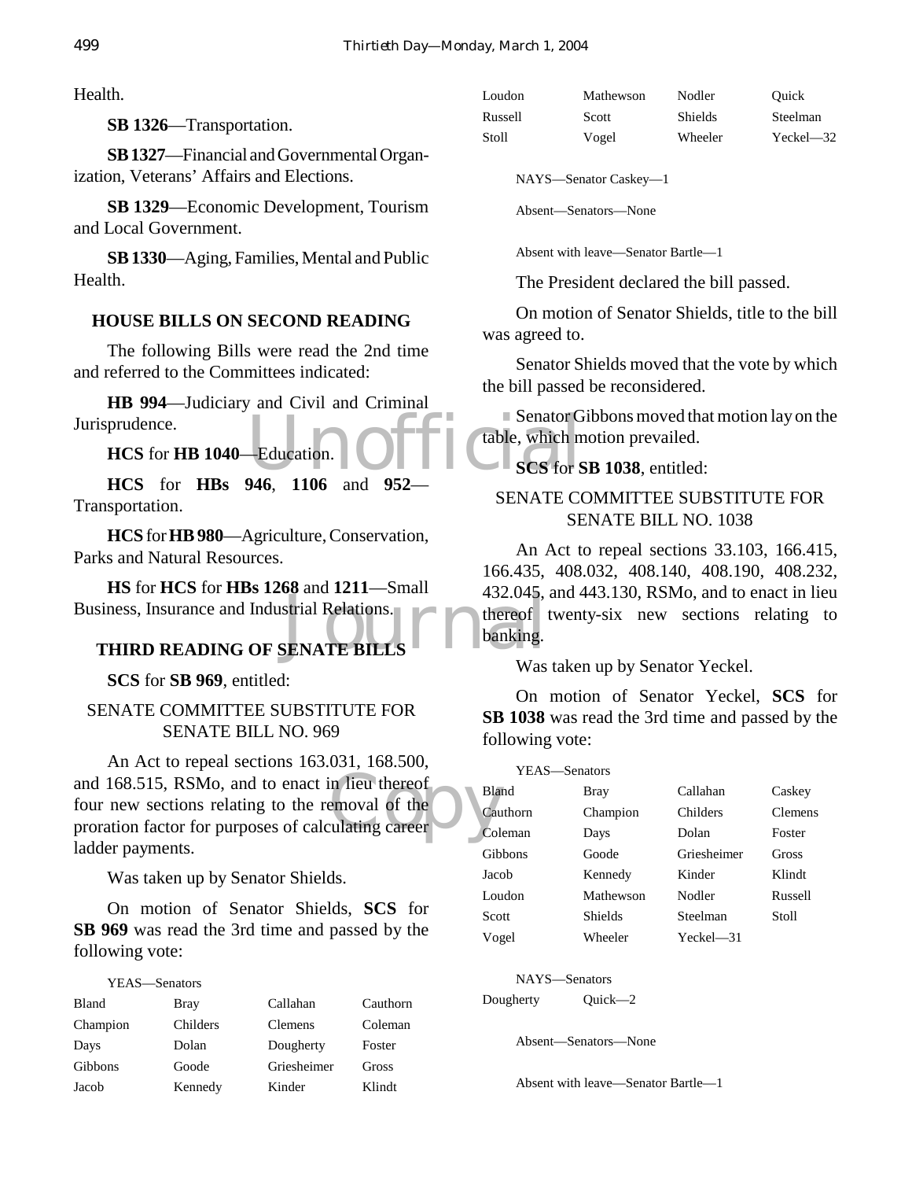Health.

**SB 1326**—Transportation.

**SB 1327**—Financial and Governmental Organization, Veterans' Affairs and Elections.

**SB 1329**—Economic Development, Tourism and Local Government.

**SB 1330**—Aging, Families, Mental and Public Health.

## HOUSE BILLS ON SECOND READING

The following Bills were read the 2nd time and referred to the Committees indicated:

**HB 994**—Judiciary and Civil and Criminal Jurisprudence.

**HCS** for **HB 1040**—Education.

**HCS** for **HBs 946**, **1106** and **952**—Transportation.

**HCS** for **HB 980**—Agriculture, Conservation, Parks and Natural Resources.

**HS** for **HCS** for **HBs 1268** and **1211**—Small Business, Insurance and Industrial Relations.

## THIRD READING OF SENATE BILLS

**SCS** for **SB 969**, entitled:

SENATE COMMITTEE SUBSTITUTE FOR SENATE BILL NO. 969

An Act to repeal sections 163.031, 168.500, and 168.515, RSMo, and to enact in lieu thereof four new sections relating to the removal of the proration factor for purposes of calculating career ladder payments.

Was taken up by Senator Shields.

On motion of Senator Shields, **SCS** for **SB 969** was read the 3rd time and passed by the following vote:

YEAS—Senators

| | | | |
|---|---|---|---|
| Bland | Bray | Callahan | Cauthorn |
| Champion | Childers | Clemens | Coleman |
| Days | Dolan | Dougherty | Foster |
| Gibbons | Goode | Griesheimer | Gross |
| Jacob | Kennedy | Kinder | Klindt |
| Loudon | Mathewson | Nodler | Quick |
| Russell | Scott | Shields | Steelman |
| Stoll | Vogel | Wheeler | Yeckel—32 |

NAYS—Senator Caskey—1

Absent—Senators—None

Absent with leave—Senator Bartle—1

The President declared the bill passed.

On motion of Senator Shields, title to the bill was agreed to.

Senator Shields moved that the vote by which the bill passed be reconsidered.

Senator Gibbons moved that motion lay on the table, which motion prevailed.

**SCS** for **SB 1038**, entitled:

SENATE COMMITTEE SUBSTITUTE FOR SENATE BILL NO. 1038

An Act to repeal sections 33.103, 166.415, 166.435, 408.032, 408.140, 408.190, 408.232, 432.045, and 443.130, RSMo, and to enact in lieu thereof twenty-six new sections relating to banking.

Was taken up by Senator Yeckel.

On motion of Senator Yeckel, **SCS** for **SB 1038** was read the 3rd time and passed by the following vote:

YEAS—Senators

| | | | |
|---|---|---|---|
| Bland | Bray | Callahan | Caskey |
| Cauthorn | Champion | Childers | Clemens |
| Coleman | Days | Dolan | Foster |
| Gibbons | Goode | Griesheimer | Gross |
| Jacob | Kennedy | Kinder | Klindt |
| Loudon | Mathewson | Nodler | Russell |
| Scott | Shields | Steelman | Stoll |
| Vogel | Wheeler | Yeckel—31 | |

NAYS—Senators

Dougherty Quick—2

Absent—Senators—None

Absent with leave—Senator Bartle—1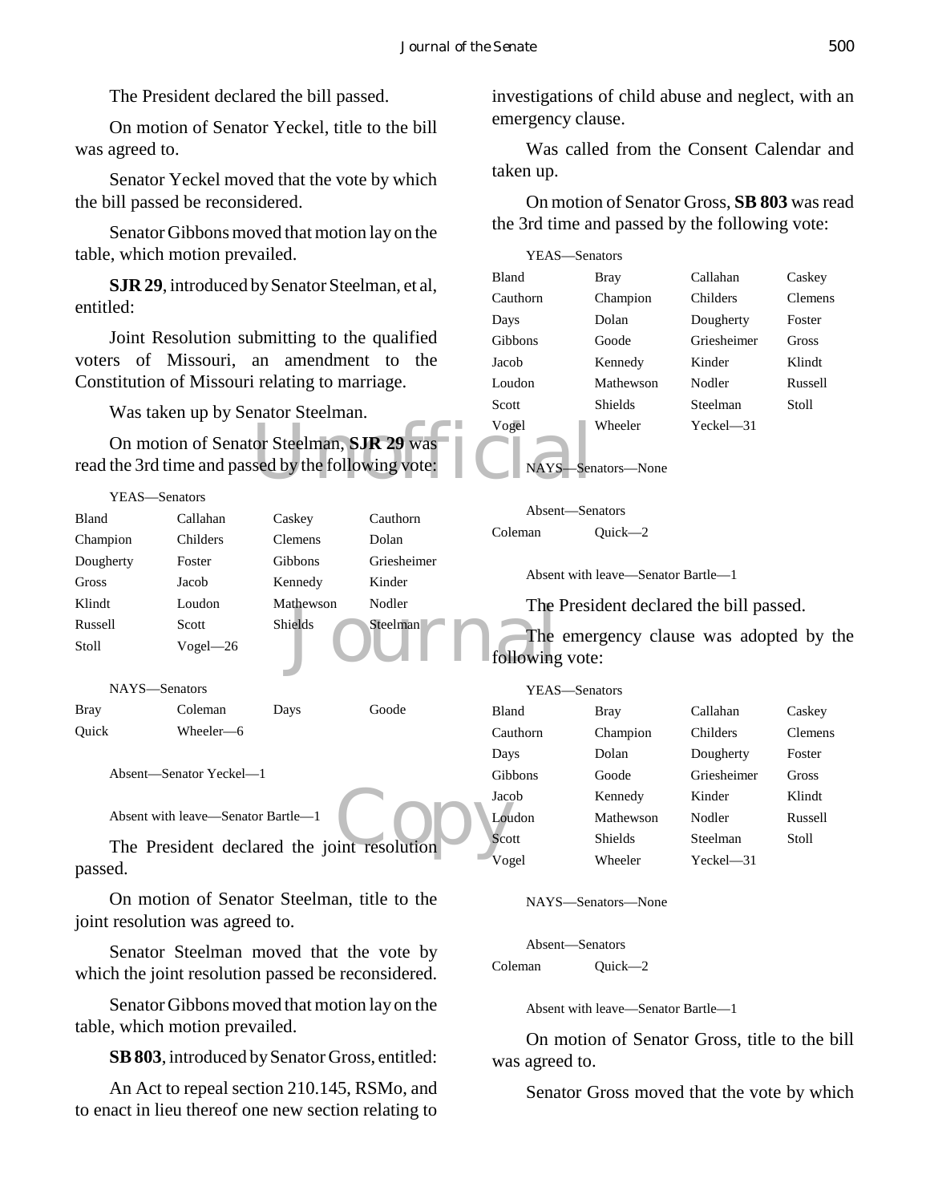The President declared the bill passed.

On motion of Senator Yeckel, title to the bill was agreed to.

Senator Yeckel moved that the vote by which the bill passed be reconsidered.

Senator Gibbons moved that motion lay on the table, which motion prevailed.

**SJR 29**, introduced by Senator Steelman, et al, entitled:

Joint Resolution submitting to the qualified voters of Missouri, an amendment to the Constitution of Missouri relating to marriage.

Was taken up by Senator Steelman.

On motion of Senator Steelman, **SJR 29** was read the 3rd time and passed by the following vote:

YEAS—Senators

| | | | |
|---|---|---|---|
| Bland | Callahan | Caskey | Cauthorn |
| Champion | Childers | Clemens | Dolan |
| Dougherty | Foster | Gibbons | Griesheimer |
| Gross | Jacob | Kennedy | Kinder |
| Klindt | Loudon | Mathewson | Nodler |
| Russell | Scott | Shields | Steelman |
| Stoll | Vogel—26 | | |

NAYS—Senators

| | | | |
|---|---|---|---|
| Bray | Coleman | Days | Goode |
| Quick | Wheeler—6 | | |

Absent—Senator Yeckel—1

Absent with leave—Senator Bartle—1

The President declared the joint resolution passed.

On motion of Senator Steelman, title to the joint resolution was agreed to.

Senator Steelman moved that the vote by which the joint resolution passed be reconsidered.

Senator Gibbons moved that motion lay on the table, which motion prevailed.

**SB 803**, introduced by Senator Gross, entitled:

An Act to repeal section 210.145, RSMo, and to enact in lieu thereof one new section relating to investigations of child abuse and neglect, with an emergency clause.

Was called from the Consent Calendar and taken up.

On motion of Senator Gross, **SB 803** was read the 3rd time and passed by the following vote:

YEAS—Senators

| | | | |
|---|---|---|---|
| Bland | Bray | Callahan | Caskey |
| Cauthorn | Champion | Childers | Clemens |
| Days | Dolan | Dougherty | Foster |
| Gibbons | Goode | Griesheimer | Gross |
| Jacob | Kennedy | Kinder | Klindt |
| Loudon | Mathewson | Nodler | Russell |
| Scott | Shields | Steelman | Stoll |
| Vogel | Wheeler | Yeckel—31 | |

NAYS—Senators—None

Absent—Senators

| | |
|---|---|
| Coleman | Quick—2 |

Absent with leave—Senator Bartle—1

The President declared the bill passed.

The emergency clause was adopted by the following vote:

YEAS—Senators

| | | | |
|---|---|---|---|
| Bland | Bray | Callahan | Caskey |
| Cauthorn | Champion | Childers | Clemens |
| Days | Dolan | Dougherty | Foster |
| Gibbons | Goode | Griesheimer | Gross |
| Jacob | Kennedy | Kinder | Klindt |
| Loudon | Mathewson | Nodler | Russell |
| Scott | Shields | Steelman | Stoll |
| Vogel | Wheeler | Yeckel—31 | |

NAYS—Senators—None

Absent—Senators

| | |
|---|---|
| Coleman | Quick—2 |

Absent with leave—Senator Bartle—1

On motion of Senator Gross, title to the bill was agreed to.

Senator Gross moved that the vote by which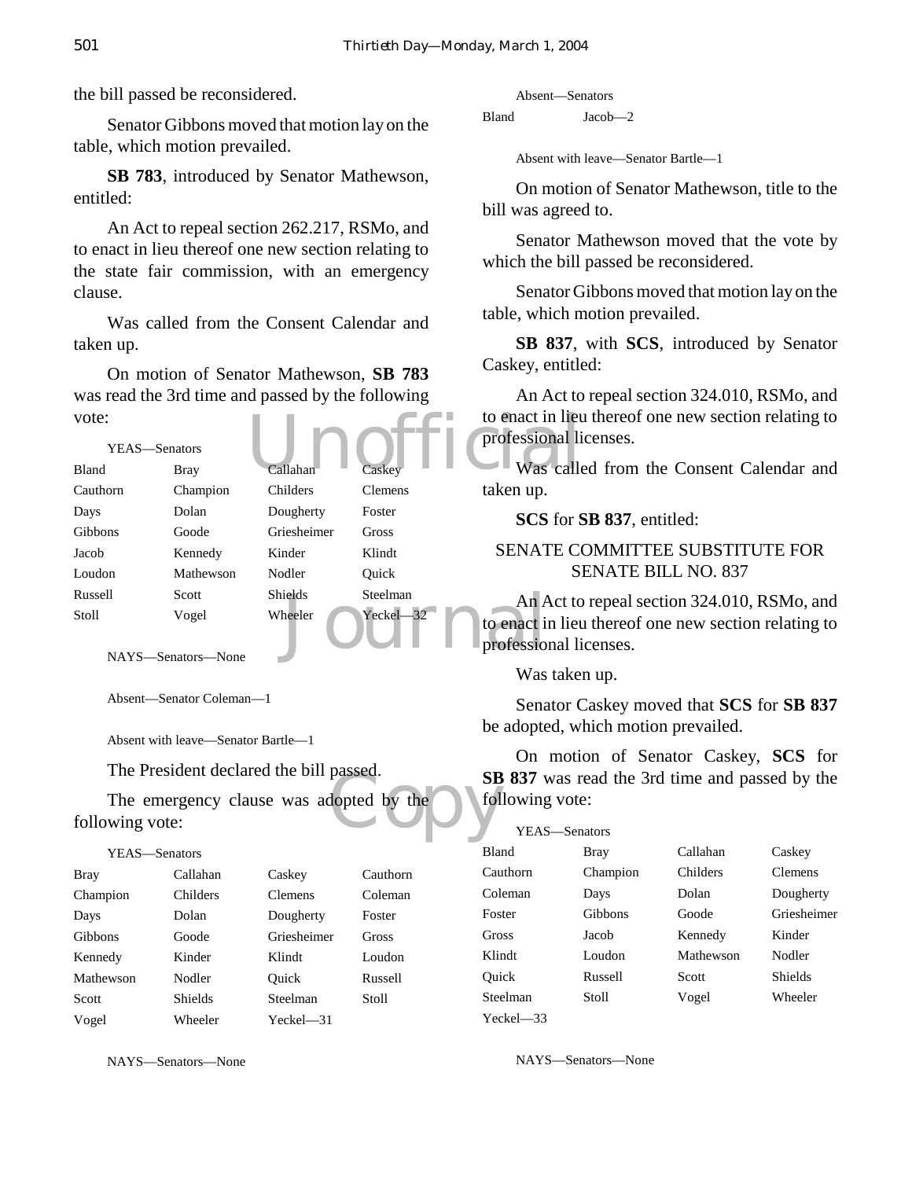the bill passed be reconsidered.

Senator Gibbons moved that motion lay on the table, which motion prevailed.

**SB 783**, introduced by Senator Mathewson, entitled:

An Act to repeal section 262.217, RSMo, and to enact in lieu thereof one new section relating to the state fair commission, with an emergency clause.

Was called from the Consent Calendar and taken up.

On motion of Senator Mathewson, **SB 783** was read the 3rd time and passed by the following vote:

YEAS—Senators

| | | | |
|---|---|---|---|
| Bland | Bray | Callahan | Caskey |
| Cauthorn | Champion | Childers | Clemens |
| Days | Dolan | Dougherty | Foster |
| Gibbons | Goode | Griesheimer | Gross |
| Jacob | Kennedy | Kinder | Klindt |
| Loudon | Mathewson | Nodler | Quick |
| Russell | Scott | Shields | Steelman |
| Stoll | Vogel | Wheeler | Yeckel—32 |

NAYS—Senators—None

Absent—Senator Coleman—1

Absent with leave—Senator Bartle—1

The President declared the bill passed.

The emergency clause was adopted by the following vote:

YEAS—Senators

| | | | |
|---|---|---|---|
| Bray | Callahan | Caskey | Cauthorn |
| Champion | Childers | Clemens | Coleman |
| Days | Dolan | Dougherty | Foster |
| Gibbons | Goode | Griesheimer | Gross |
| Kennedy | Kinder | Klindt | Loudon |
| Mathewson | Nodler | Quick | Russell |
| Scott | Shields | Steelman | Stoll |
| Vogel | Wheeler | Yeckel—31 | |

NAYS—Senators—None

Absent—Senators

| | |
|---|---|
| Bland | Jacob—2 |

Absent with leave—Senator Bartle—1

On motion of Senator Mathewson, title to the bill was agreed to.

Senator Mathewson moved that the vote by which the bill passed be reconsidered.

Senator Gibbons moved that motion lay on the table, which motion prevailed.

**SB 837**, with **SCS**, introduced by Senator Caskey, entitled:

An Act to repeal section 324.010, RSMo, and to enact in lieu thereof one new section relating to professional licenses.

Was called from the Consent Calendar and taken up.

**SCS** for **SB 837**, entitled:

SENATE COMMITTEE SUBSTITUTE FOR SENATE BILL NO. 837

An Act to repeal section 324.010, RSMo, and to enact in lieu thereof one new section relating to professional licenses.

Was taken up.

Senator Caskey moved that **SCS** for **SB 837** be adopted, which motion prevailed.

On motion of Senator Caskey, **SCS** for **SB 837** was read the 3rd time and passed by the following vote:

YEAS—Senators

| | | | |
|---|---|---|---|
| Bland | Bray | Callahan | Caskey |
| Cauthorn | Champion | Childers | Clemens |
| Coleman | Days | Dolan | Dougherty |
| Foster | Gibbons | Goode | Griesheimer |
| Gross | Jacob | Kennedy | Kinder |
| Klindt | Loudon | Mathewson | Nodler |
| Quick | Russell | Scott | Shields |
| Steelman | Stoll | Vogel | Wheeler |
| Yeckel—33 | | | |

NAYS—Senators—None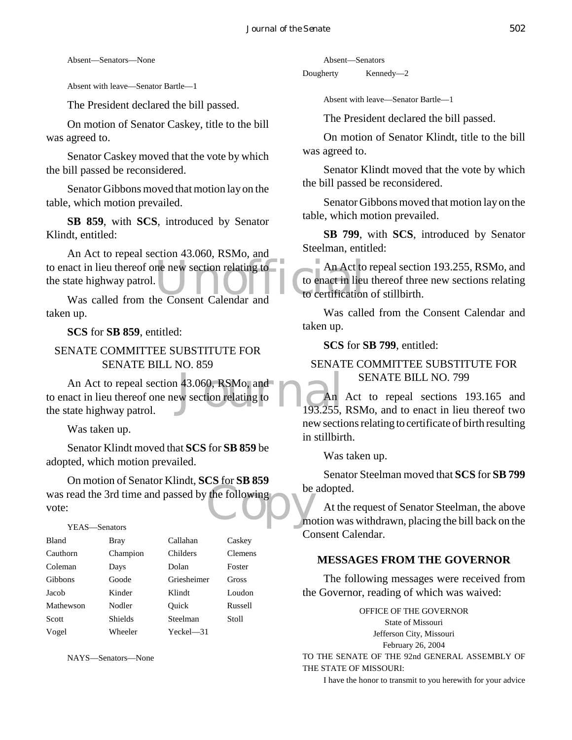Absent—Senators—None

Absent with leave—Senator Bartle—1

The President declared the bill passed.

On motion of Senator Caskey, title to the bill was agreed to.

Senator Caskey moved that the vote by which the bill passed be reconsidered.

Senator Gibbons moved that motion lay on the table, which motion prevailed.

**SB 859**, with **SCS**, introduced by Senator Klindt, entitled:

An Act to repeal section 43.060, RSMo, and to enact in lieu thereof one new section relating to the state highway patrol.

Was called from the Consent Calendar and taken up.

**SCS** for **SB 859**, entitled:

SENATE COMMITTEE SUBSTITUTE FOR SENATE BILL NO. 859

An Act to repeal section 43.060, RSMo, and to enact in lieu thereof one new section relating to the state highway patrol.

Was taken up.

Senator Klindt moved that **SCS** for **SB 859** be adopted, which motion prevailed.

On motion of Senator Klindt, **SCS** for **SB 859** was read the 3rd time and passed by the following vote:

YEAS—Senators

| | | | |
|---|---|---|---|
| Bland | Bray | Callahan | Caskey |
| Cauthorn | Champion | Childers | Clemens |
| Coleman | Days | Dolan | Foster |
| Gibbons | Goode | Griesheimer | Gross |
| Jacob | Kinder | Klindt | Loudon |
| Mathewson | Nodler | Quick | Russell |
| Scott | Shields | Steelman | Stoll |
| Vogel | Wheeler | Yeckel—31 | |

NAYS—Senators—None

Absent—Senators

Dougherty Kennedy—2

Absent with leave—Senator Bartle—1

The President declared the bill passed.

On motion of Senator Klindt, title to the bill was agreed to.

Senator Klindt moved that the vote by which the bill passed be reconsidered.

Senator Gibbons moved that motion lay on the table, which motion prevailed.

**SB 799**, with **SCS**, introduced by Senator Steelman, entitled:

An Act to repeal section 193.255, RSMo, and to enact in lieu thereof three new sections relating to certification of stillbirth.

Was called from the Consent Calendar and taken up.

**SCS** for **SB 799**, entitled:

SENATE COMMITTEE SUBSTITUTE FOR SENATE BILL NO. 799

An Act to repeal sections 193.165 and 193.255, RSMo, and to enact in lieu thereof two new sections relating to certificate of birth resulting in stillbirth.

Was taken up.

Senator Steelman moved that **SCS** for **SB 799** be adopted.

At the request of Senator Steelman, the above motion was withdrawn, placing the bill back on the Consent Calendar.

## MESSAGES FROM THE GOVERNOR

The following messages were received from the Governor, reading of which was waived:

OFFICE OF THE GOVERNOR
State of Missouri
Jefferson City, Missouri
February 26, 2004

TO THE SENATE OF THE 92nd GENERAL ASSEMBLY OF THE STATE OF MISSOURI:

I have the honor to transmit to you herewith for your advice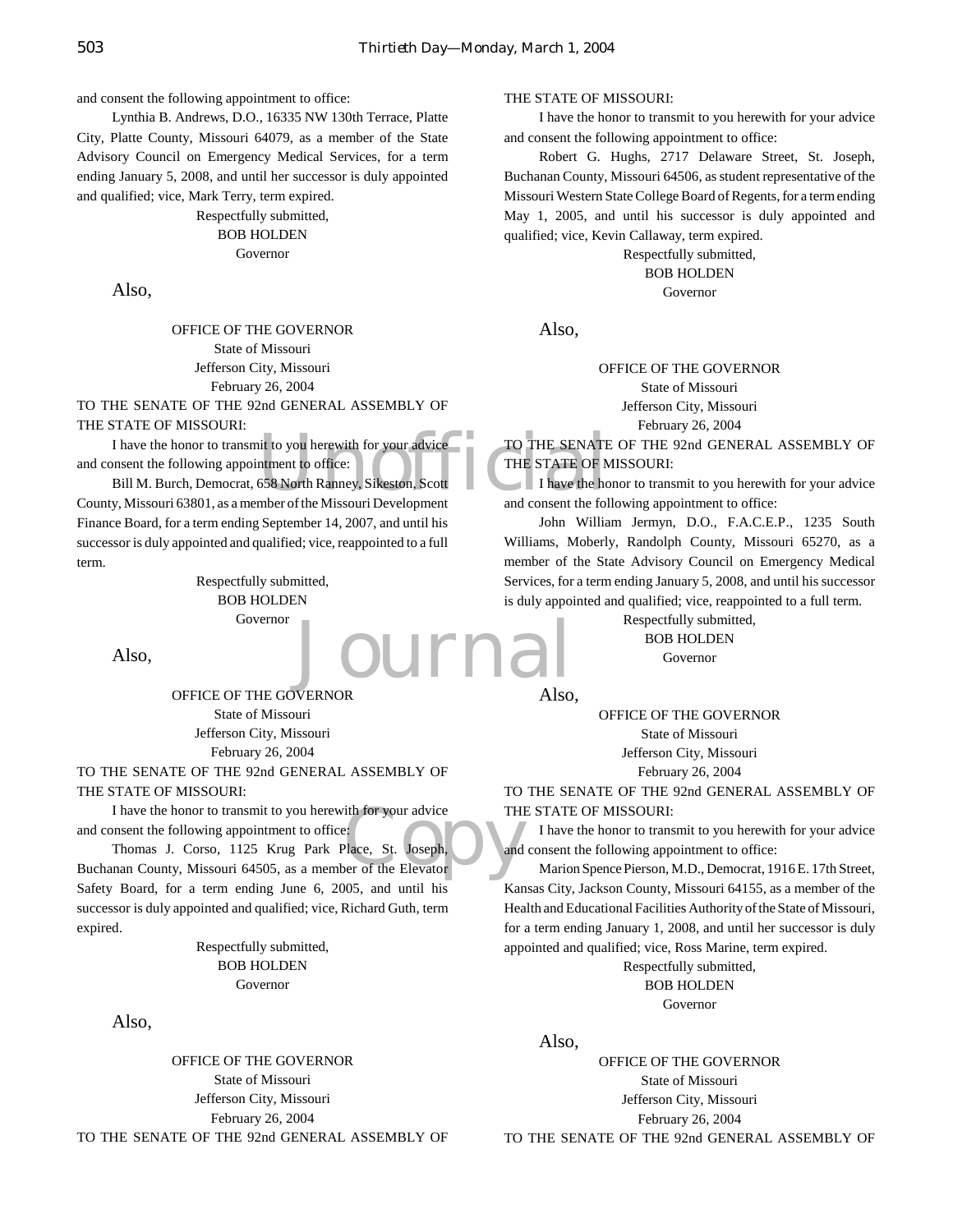and consent the following appointment to office:

Lynthia B. Andrews, D.O., 16335 NW 130th Terrace, Platte City, Platte County, Missouri 64079, as a member of the State Advisory Council on Emergency Medical Services, for a term ending January 5, 2008, and until her successor is duly appointed and qualified; vice, Mark Terry, term expired.

Respectfully submitted,
BOB HOLDEN
Governor

Also,

OFFICE OF THE GOVERNOR
State of Missouri
Jefferson City, Missouri
February 26, 2004

TO THE SENATE OF THE 92nd GENERAL ASSEMBLY OF THE STATE OF MISSOURI:

I have the honor to transmit to you herewith for your advice and consent the following appointment to office:

Bill M. Burch, Democrat, 658 North Ranney, Sikeston, Scott County, Missouri 63801, as a member of the Missouri Development Finance Board, for a term ending September 14, 2007, and until his successor is duly appointed and qualified; vice, reappointed to a full term.

Respectfully submitted,
BOB HOLDEN
Governor

Also,

OFFICE OF THE GOVERNOR
State of Missouri
Jefferson City, Missouri
February 26, 2004

TO THE SENATE OF THE 92nd GENERAL ASSEMBLY OF THE STATE OF MISSOURI:

I have the honor to transmit to you herewith for your advice and consent the following appointment to office:

Thomas J. Corso, 1125 Krug Park Place, St. Joseph, Buchanan County, Missouri 64505, as a member of the Elevator Safety Board, for a term ending June 6, 2005, and until his successor is duly appointed and qualified; vice, Richard Guth, term expired.

Respectfully submitted,
BOB HOLDEN
Governor

Also,

OFFICE OF THE GOVERNOR
State of Missouri
Jefferson City, Missouri
February 26, 2004

TO THE SENATE OF THE 92nd GENERAL ASSEMBLY OF THE STATE OF MISSOURI:

I have the honor to transmit to you herewith for your advice and consent the following appointment to office:

Robert G. Hughs, 2717 Delaware Street, St. Joseph, Buchanan County, Missouri 64506, as student representative of the Missouri Western State College Board of Regents, for a term ending May 1, 2005, and until his successor is duly appointed and qualified; vice, Kevin Callaway, term expired.

Respectfully submitted,
BOB HOLDEN
Governor

Also,

OFFICE OF THE GOVERNOR
State of Missouri
Jefferson City, Missouri
February 26, 2004

TO THE SENATE OF THE 92nd GENERAL ASSEMBLY OF THE STATE OF MISSOURI:

I have the honor to transmit to you herewith for your advice and consent the following appointment to office:

John William Jermyn, D.O., F.A.C.E.P., 1235 South Williams, Moberly, Randolph County, Missouri 65270, as a member of the State Advisory Council on Emergency Medical Services, for a term ending January 5, 2008, and until his successor is duly appointed and qualified; vice, reappointed to a full term.

Respectfully submitted,
BOB HOLDEN
Governor

Also,

OFFICE OF THE GOVERNOR
State of Missouri
Jefferson City, Missouri
February 26, 2004

TO THE SENATE OF THE 92nd GENERAL ASSEMBLY OF THE STATE OF MISSOURI:

I have the honor to transmit to you herewith for your advice and consent the following appointment to office:

Marion Spence Pierson, M.D., Democrat, 1916 E. 17th Street, Kansas City, Jackson County, Missouri 64155, as a member of the Health and Educational Facilities Authority of the State of Missouri, for a term ending January 1, 2008, and until her successor is duly appointed and qualified; vice, Ross Marine, term expired.

Respectfully submitted,
BOB HOLDEN
Governor

Also,

OFFICE OF THE GOVERNOR
State of Missouri
Jefferson City, Missouri
February 26, 2004

TO THE SENATE OF THE 92nd GENERAL ASSEMBLY OF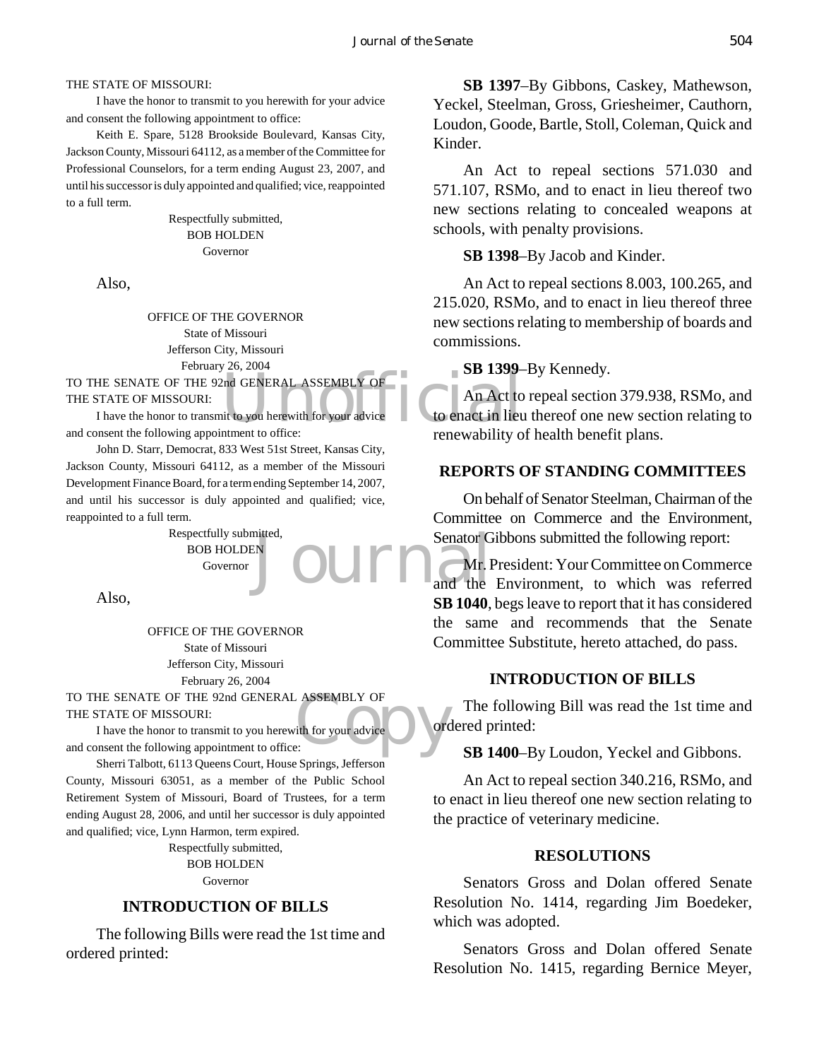THE STATE OF MISSOURI:

I have the honor to transmit to you herewith for your advice and consent the following appointment to office:

Keith E. Spare, 5128 Brookside Boulevard, Kansas City, Jackson County, Missouri 64112, as a member of the Committee for Professional Counselors, for a term ending August 23, 2007, and until his successor is duly appointed and qualified; vice, reappointed to a full term.

Respectfully submitted,
BOB HOLDEN
Governor

Also,

OFFICE OF THE GOVERNOR
State of Missouri
Jefferson City, Missouri
February 26, 2004

TO THE SENATE OF THE 92nd GENERAL ASSEMBLY OF THE STATE OF MISSOURI:

I have the honor to transmit to you herewith for your advice and consent the following appointment to office:

John D. Starr, Democrat, 833 West 51st Street, Kansas City, Jackson County, Missouri 64112, as a member of the Missouri Development Finance Board, for a term ending September 14, 2007, and until his successor is duly appointed and qualified; vice, reappointed to a full term.

Respectfully submitted,
BOB HOLDEN
Governor

Also,

OFFICE OF THE GOVERNOR
State of Missouri
Jefferson City, Missouri
February 26, 2004

TO THE SENATE OF THE 92nd GENERAL ASSEMBLY OF THE STATE OF MISSOURI:

I have the honor to transmit to you herewith for your advice and consent the following appointment to office:

Sherri Talbott, 6113 Queens Court, House Springs, Jefferson County, Missouri 63051, as a member of the Public School Retirement System of Missouri, Board of Trustees, for a term ending August 28, 2006, and until her successor is duly appointed and qualified; vice, Lynn Harmon, term expired.

Respectfully submitted,
BOB HOLDEN
Governor

## INTRODUCTION OF BILLS

The following Bills were read the 1st time and ordered printed:

**SB 1397**–By Gibbons, Caskey, Mathewson, Yeckel, Steelman, Gross, Griesheimer, Cauthorn, Loudon, Goode, Bartle, Stoll, Coleman, Quick and Kinder.

An Act to repeal sections 571.030 and 571.107, RSMo, and to enact in lieu thereof two new sections relating to concealed weapons at schools, with penalty provisions.

**SB 1398**–By Jacob and Kinder.

An Act to repeal sections 8.003, 100.265, and 215.020, RSMo, and to enact in lieu thereof three new sections relating to membership of boards and commissions.

**SB 1399**–By Kennedy.

An Act to repeal section 379.938, RSMo, and to enact in lieu thereof one new section relating to renewability of health benefit plans.

## REPORTS OF STANDING COMMITTEES

On behalf of Senator Steelman, Chairman of the Committee on Commerce and the Environment, Senator Gibbons submitted the following report:

Mr. President: Your Committee on Commerce and the Environment, to which was referred **SB 1040**, begs leave to report that it has considered the same and recommends that the Senate Committee Substitute, hereto attached, do pass.

## INTRODUCTION OF BILLS

The following Bill was read the 1st time and ordered printed:

**SB 1400**–By Loudon, Yeckel and Gibbons.

An Act to repeal section 340.216, RSMo, and to enact in lieu thereof one new section relating to the practice of veterinary medicine.

## RESOLUTIONS

Senators Gross and Dolan offered Senate Resolution No. 1414, regarding Jim Boedeker, which was adopted.

Senators Gross and Dolan offered Senate Resolution No. 1415, regarding Bernice Meyer,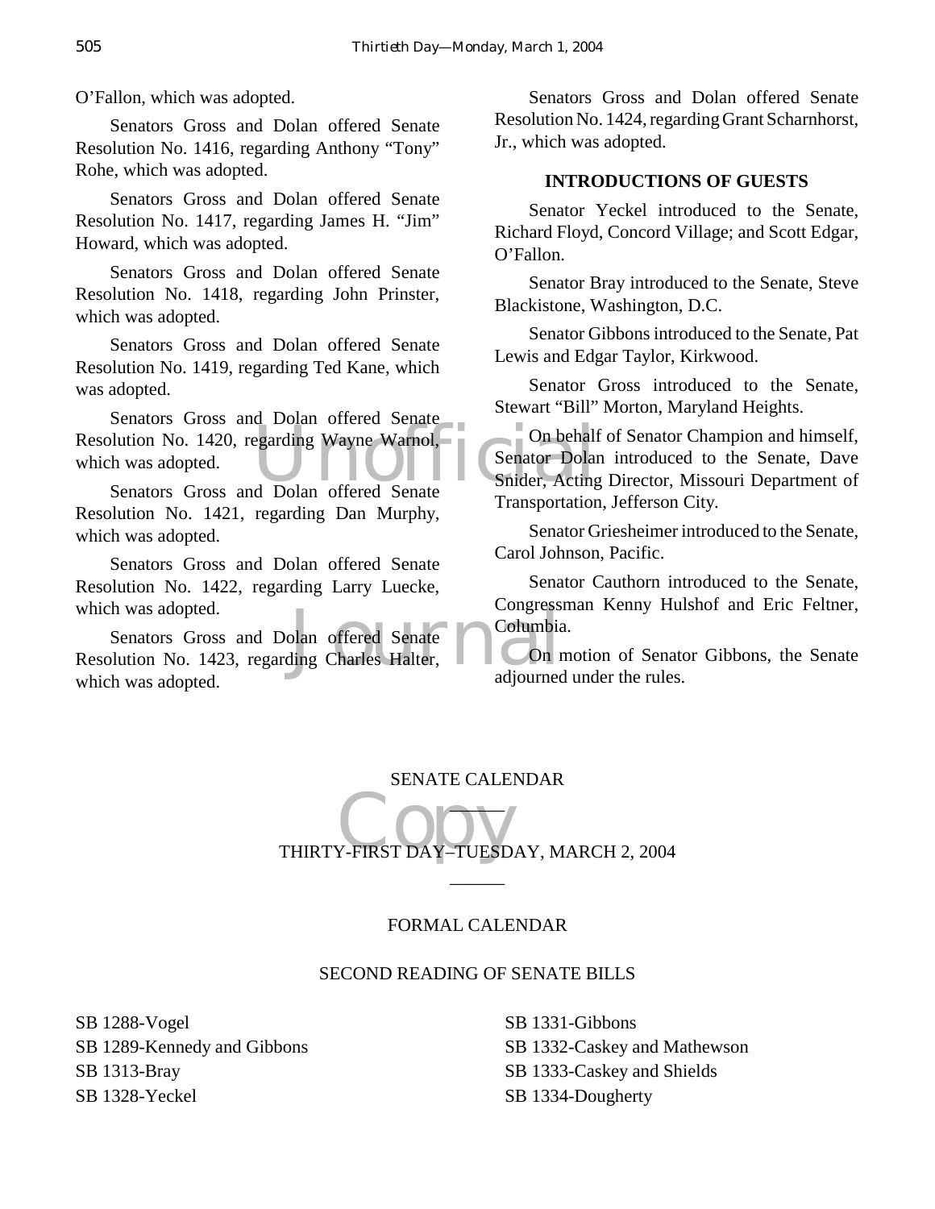O'Fallon, which was adopted.

Senators Gross and Dolan offered Senate Resolution No. 1416, regarding Anthony "Tony" Rohe, which was adopted.

Senators Gross and Dolan offered Senate Resolution No. 1417, regarding James H. "Jim" Howard, which was adopted.

Senators Gross and Dolan offered Senate Resolution No. 1418, regarding John Prinster, which was adopted.

Senators Gross and Dolan offered Senate Resolution No. 1419, regarding Ted Kane, which was adopted.

Senators Gross and Dolan offered Senate Resolution No. 1420, regarding Wayne Warnol, which was adopted.

Senators Gross and Dolan offered Senate Resolution No. 1421, regarding Dan Murphy, which was adopted.

Senators Gross and Dolan offered Senate Resolution No. 1422, regarding Larry Luecke, which was adopted.

Senators Gross and Dolan offered Senate Resolution No. 1423, regarding Charles Halter, which was adopted.

Senators Gross and Dolan offered Senate Resolution No. 1424, regarding Grant Scharnhorst, Jr., which was adopted.

**INTRODUCTIONS OF GUESTS**

Senator Yeckel introduced to the Senate, Richard Floyd, Concord Village; and Scott Edgar, O'Fallon.

Senator Bray introduced to the Senate, Steve Blackistone, Washington, D.C.

Senator Gibbons introduced to the Senate, Pat Lewis and Edgar Taylor, Kirkwood.

Senator Gross introduced to the Senate, Stewart "Bill" Morton, Maryland Heights.

On behalf of Senator Champion and himself, Senator Dolan introduced to the Senate, Dave Snider, Acting Director, Missouri Department of Transportation, Jefferson City.

Senator Griesheimer introduced to the Senate, Carol Johnson, Pacific.

Senator Cauthorn introduced to the Senate, Congressman Kenny Hulshof and Eric Feltner, Columbia.

On motion of Senator Gibbons, the Senate adjourned under the rules.

SENATE CALENDAR

______

THIRTY-FIRST DAY–TUESDAY, MARCH 2, 2004

______

FORMAL CALENDAR

SECOND READING OF SENATE BILLS

SB 1288-Vogel
SB 1289-Kennedy and Gibbons
SB 1313-Bray
SB 1328-Yeckel
SB 1331-Gibbons
SB 1332-Caskey and Mathewson
SB 1333-Caskey and Shields
SB 1334-Dougherty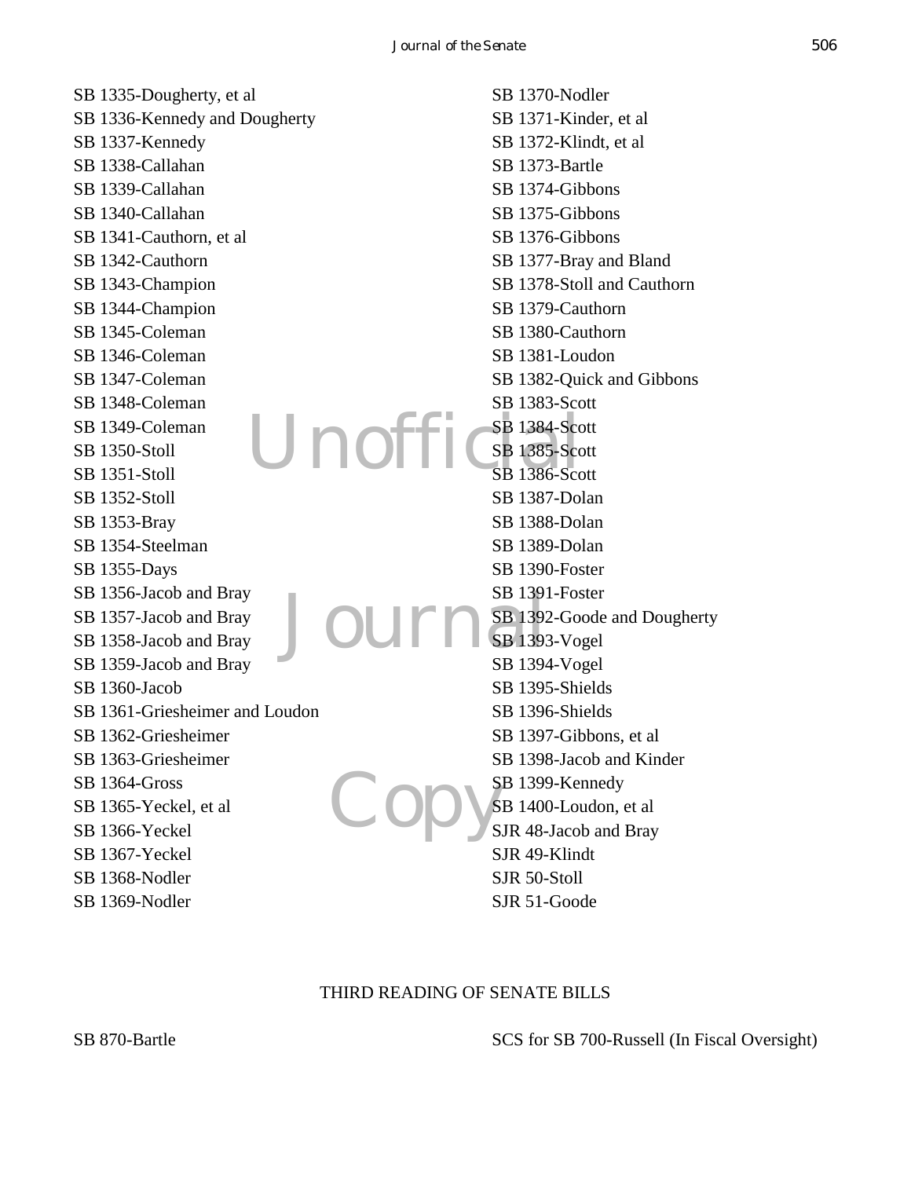SB 1335-Dougherty, et al
SB 1336-Kennedy and Dougherty
SB 1337-Kennedy
SB 1338-Callahan
SB 1339-Callahan
SB 1340-Callahan
SB 1341-Cauthorn, et al
SB 1342-Cauthorn
SB 1343-Champion
SB 1344-Champion
SB 1345-Coleman
SB 1346-Coleman
SB 1347-Coleman
SB 1348-Coleman
SB 1349-Coleman
SB 1350-Stoll
SB 1351-Stoll
SB 1352-Stoll
SB 1353-Bray
SB 1354-Steelman
SB 1355-Days
SB 1356-Jacob and Bray
SB 1357-Jacob and Bray
SB 1358-Jacob and Bray
SB 1359-Jacob and Bray
SB 1360-Jacob
SB 1361-Griesheimer and Loudon
SB 1362-Griesheimer
SB 1363-Griesheimer
SB 1364-Gross
SB 1365-Yeckel, et al
SB 1366-Yeckel
SB 1367-Yeckel
SB 1368-Nodler
SB 1369-Nodler
SB 1370-Nodler
SB 1371-Kinder, et al
SB 1372-Klindt, et al
SB 1373-Bartle
SB 1374-Gibbons
SB 1375-Gibbons
SB 1376-Gibbons
SB 1377-Bray and Bland
SB 1378-Stoll and Cauthorn
SB 1379-Cauthorn
SB 1380-Cauthorn
SB 1381-Loudon
SB 1382-Quick and Gibbons
SB 1383-Scott
SB 1384-Scott
SB 1385-Scott
SB 1386-Scott
SB 1387-Dolan
SB 1388-Dolan
SB 1389-Dolan
SB 1390-Foster
SB 1391-Foster
SB 1392-Goode and Dougherty
SB 1393-Vogel
SB 1394-Vogel
SB 1395-Shields
SB 1396-Shields
SB 1397-Gibbons, et al
SB 1398-Jacob and Kinder
SB 1399-Kennedy
SB 1400-Loudon, et al
SJR 48-Jacob and Bray
SJR 49-Klindt
SJR 50-Stoll
SJR 51-Goode

THIRD READING OF SENATE BILLS

SB 870-Bartle
SCS for SB 700-Russell (In Fiscal Oversight)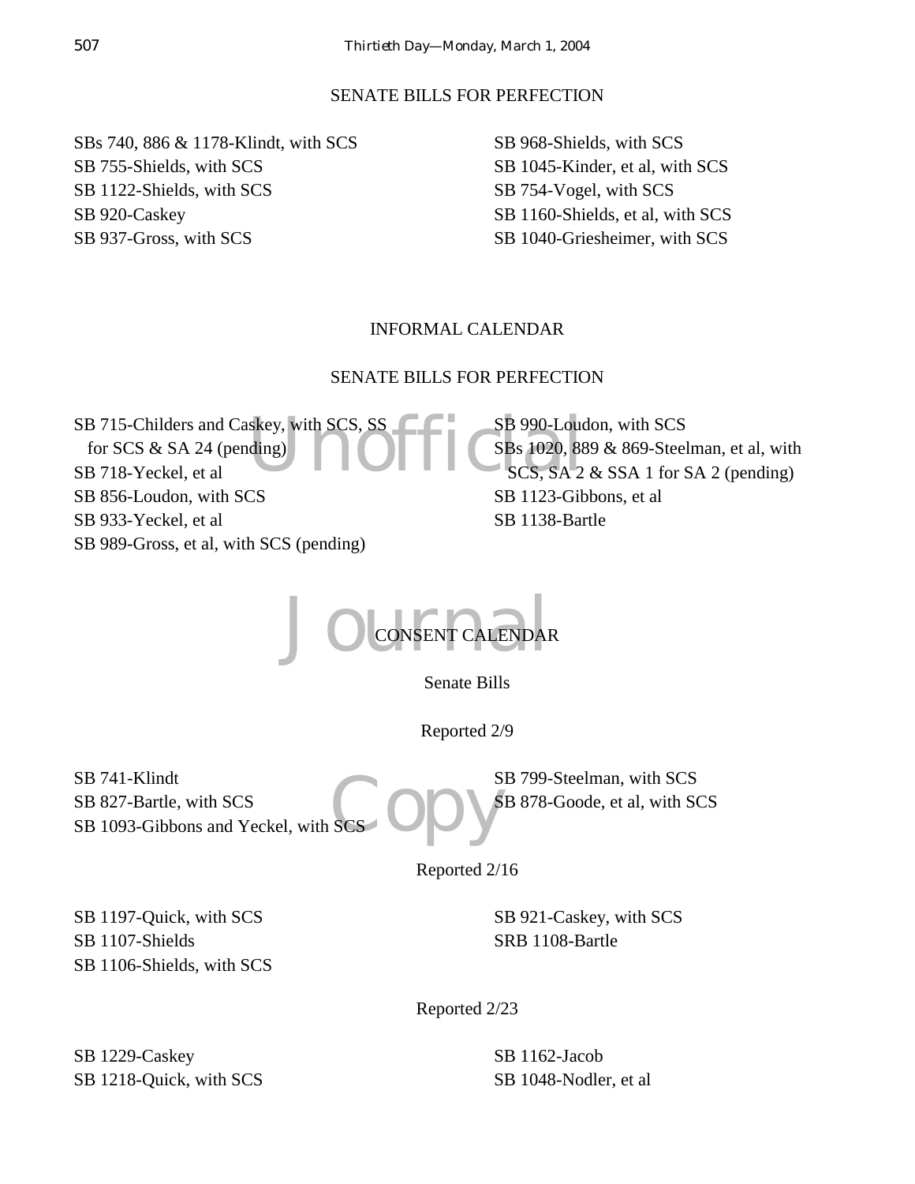## SENATE BILLS FOR PERFECTION

SBs 740, 886 & 1178-Klindt, with SCS
SB 755-Shields, with SCS
SB 1122-Shields, with SCS
SB 920-Caskey
SB 937-Gross, with SCS
SB 968-Shields, with SCS
SB 1045-Kinder, et al, with SCS
SB 754-Vogel, with SCS
SB 1160-Shields, et al, with SCS
SB 1040-Griesheimer, with SCS

## INFORMAL CALENDAR

## SENATE BILLS FOR PERFECTION

SB 715-Childers and Caskey, with SCS, SS for SCS & SA 24 (pending)
SB 718-Yeckel, et al
SB 856-Loudon, with SCS
SB 933-Yeckel, et al
SB 989-Gross, et al, with SCS (pending)
SB 990-Loudon, with SCS
SBs 1020, 889 & 869-Steelman, et al, with SCS, SA 2 & SSA 1 for SA 2 (pending)
SB 1123-Gibbons, et al
SB 1138-Bartle

## CONSENT CALENDAR

### Senate Bills

#### Reported 2/9

SB 741-Klindt
SB 827-Bartle, with SCS
SB 1093-Gibbons and Yeckel, with SCS
SB 799-Steelman, with SCS
SB 878-Goode, et al, with SCS

#### Reported 2/16

SB 1197-Quick, with SCS
SB 1107-Shields
SB 1106-Shields, with SCS
SB 921-Caskey, with SCS
SRB 1108-Bartle

#### Reported 2/23

SB 1229-Caskey
SB 1218-Quick, with SCS
SB 1162-Jacob
SB 1048-Nodler, et al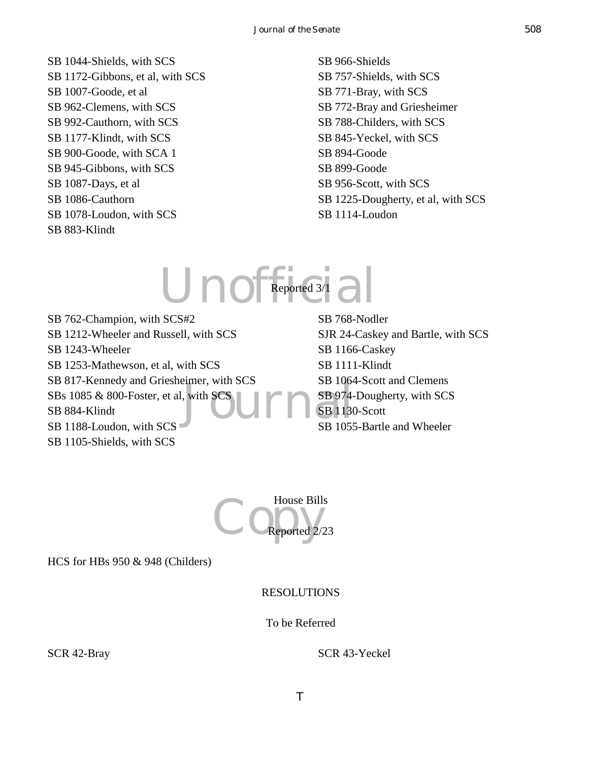SB 1044-Shields, with SCS
SB 1172-Gibbons, et al, with SCS
SB 1007-Goode, et al
SB 962-Clemens, with SCS
SB 992-Cauthorn, with SCS
SB 1177-Klindt, with SCS
SB 900-Goode, with SCA 1
SB 945-Gibbons, with SCS
SB 1087-Days, et al
SB 1086-Cauthorn
SB 1078-Loudon, with SCS
SB 883-Klindt
SB 966-Shields
SB 757-Shields, with SCS
SB 771-Bray, with SCS
SB 772-Bray and Griesheimer
SB 788-Childers, with SCS
SB 845-Yeckel, with SCS
SB 894-Goode
SB 899-Goode
SB 956-Scott, with SCS
SB 1225-Dougherty, et al, with SCS
SB 1114-Loudon

Reported 3/1

SB 762-Champion, with SCS#2
SB 1212-Wheeler and Russell, with SCS
SB 1243-Wheeler
SB 1253-Mathewson, et al, with SCS
SB 817-Kennedy and Griesheimer, with SCS
SBs 1085 & 800-Foster, et al, with SCS
SB 884-Klindt
SB 1188-Loudon, with SCS
SB 1105-Shields, with SCS
SB 768-Nodler
SJR 24-Caskey and Bartle, with SCS
SB 1166-Caskey
SB 1111-Klindt
SB 1064-Scott and Clemens
SB 974-Dougherty, with SCS
SB 1130-Scott
SB 1055-Bartle and Wheeler

House Bills

Reported 2/23

HCS for HBs 950 & 948 (Childers)

RESOLUTIONS

To be Referred

SCR 42-Bray
SCR 43-Yeckel

T